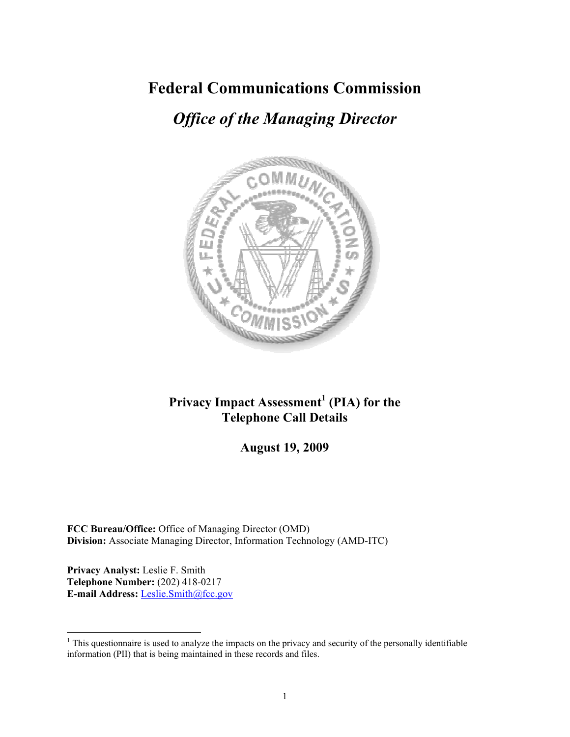# Federal Communications Commission

## *Office of the Managing Director*

**Privacy Impact Assessment[1] (PIA) for the Telephone Call Details**

**August 19, 2009**

**FCC Bureau/Office:** Office of Managing Director (OMD)
**Division:** Associate Managing Director, Information Technology (AMD-ITC)

**Privacy Analyst:** Leslie F. Smith
**Telephone Number:** (202) 418-0217
**E-mail Address:** Leslie.Smith@fcc.gov

[1] This questionnaire is used to analyze the impacts on the privacy and security of the personally identifiable information (PII) that is being maintained in these records and files.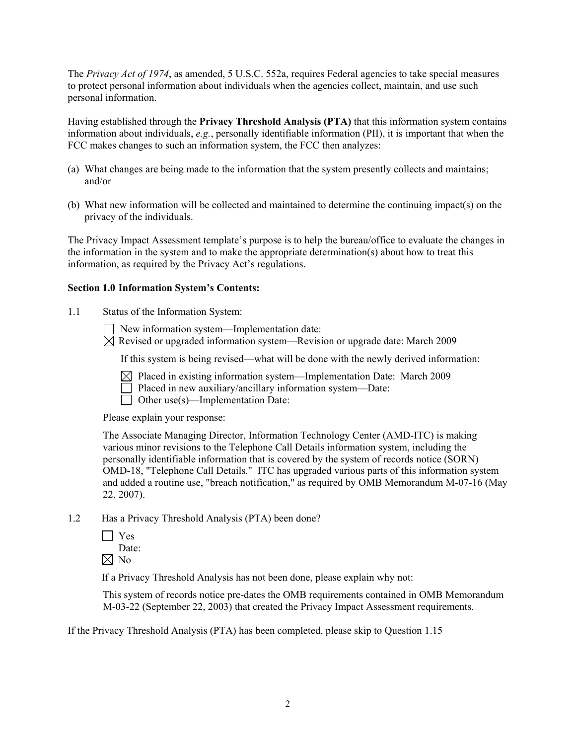The *Privacy Act of 1974*, as amended, 5 U.S.C. 552a, requires Federal agencies to take special measures to protect personal information about individuals when the agencies collect, maintain, and use such personal information.

Having established through the **Privacy Threshold Analysis (PTA)** that this information system contains information about individuals, *e.g.*, personally identifiable information (PII), it is important that when the FCC makes changes to such an information system, the FCC then analyzes:

(a) What changes are being made to the information that the system presently collects and maintains; and/or

(b) What new information will be collected and maintained to determine the continuing impact(s) on the privacy of the individuals.

The Privacy Impact Assessment template's purpose is to help the bureau/office to evaluate the changes in the information in the system and to make the appropriate determination(s) about how to treat this information, as required by the Privacy Act's regulations.

**Section 1.0 Information System's Contents:**

1.1 Status of the Information System:

☐ New information system—Implementation date:
☒ Revised or upgraded information system—Revision or upgrade date: March 2009

If this system is being revised—what will be done with the newly derived information:

☒ Placed in existing information system—Implementation Date: March 2009
☐ Placed in new auxiliary/ancillary information system—Date:
☐ Other use(s)—Implementation Date:

Please explain your response:

The Associate Managing Director, Information Technology Center (AMD-ITC) is making various minor revisions to the Telephone Call Details information system, including the personally identifiable information that is covered by the system of records notice (SORN) OMD-18, "Telephone Call Details." ITC has upgraded various parts of this information system and added a routine use, "breach notification," as required by OMB Memorandum M-07-16 (May 22, 2007).

1.2 Has a Privacy Threshold Analysis (PTA) been done?

☐ Yes
Date:
☒ No

If a Privacy Threshold Analysis has not been done, please explain why not:

This system of records notice pre-dates the OMB requirements contained in OMB Memorandum M-03-22 (September 22, 2003) that created the Privacy Impact Assessment requirements.

If the Privacy Threshold Analysis (PTA) has been completed, please skip to Question 1.15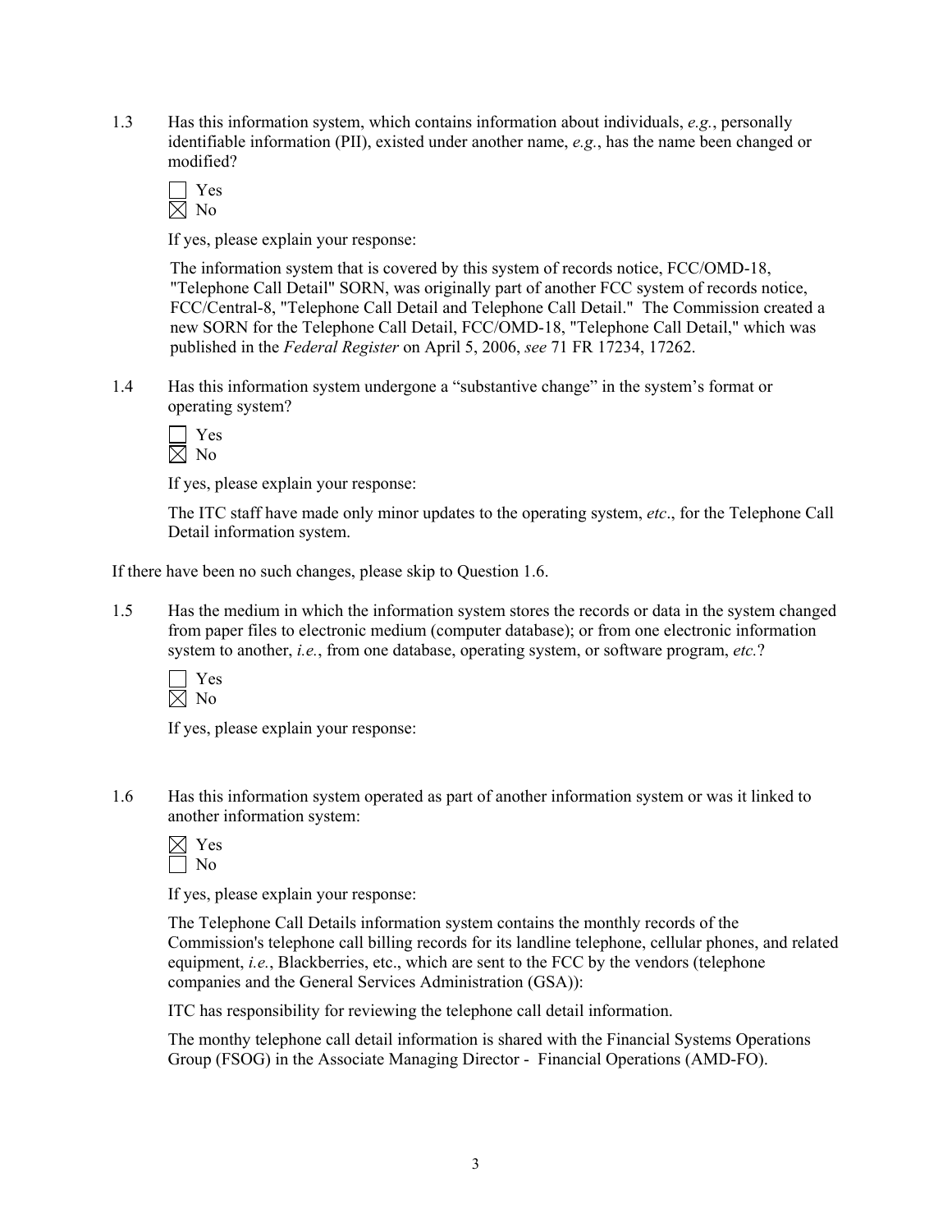1.3 Has this information system, which contains information about individuals, *e.g.*, personally identifiable information (PII), existed under another name, *e.g.*, has the name been changed or modified?

☐ Yes
☒ No

If yes, please explain your response:

The information system that is covered by this system of records notice, FCC/OMD-18, "Telephone Call Detail" SORN, was originally part of another FCC system of records notice, FCC/Central-8, "Telephone Call Detail and Telephone Call Detail." The Commission created a new SORN for the Telephone Call Detail, FCC/OMD-18, "Telephone Call Detail," which was published in the *Federal Register* on April 5, 2006, *see* 71 FR 17234, 17262.

1.4 Has this information system undergone a "substantive change" in the system's format or operating system?

☐ Yes
☒ No

If yes, please explain your response:

The ITC staff have made only minor updates to the operating system, *etc*., for the Telephone Call Detail information system.

If there have been no such changes, please skip to Question 1.6.

1.5 Has the medium in which the information system stores the records or data in the system changed from paper files to electronic medium (computer database); or from one electronic information system to another, *i.e.*, from one database, operating system, or software program, *etc.*?

☐ Yes
☒ No

If yes, please explain your response:

1.6 Has this information system operated as part of another information system or was it linked to another information system:

☒ Yes
☐ No

If yes, please explain your response:

The Telephone Call Details information system contains the monthly records of the Commission's telephone call billing records for its landline telephone, cellular phones, and related equipment, *i.e.*, Blackberries, etc., which are sent to the FCC by the vendors (telephone companies and the General Services Administration (GSA)):

ITC has responsibility for reviewing the telephone call detail information.

The monthy telephone call detail information is shared with the Financial Systems Operations Group (FSOG) in the Associate Managing Director - Financial Operations (AMD-FO).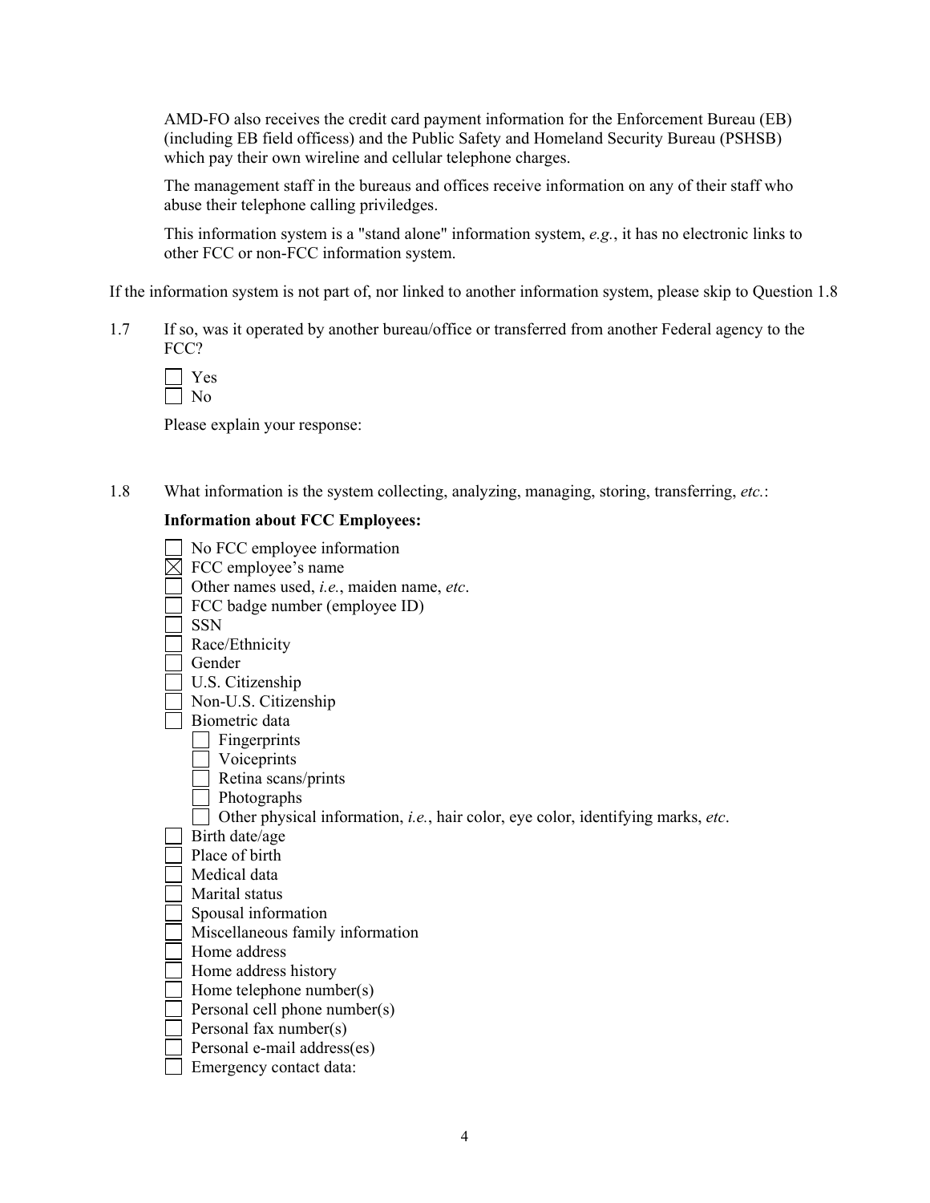AMD-FO also receives the credit card payment information for the Enforcement Bureau (EB) (including EB field officess) and the Public Safety and Homeland Security Bureau (PSHSB) which pay their own wireline and cellular telephone charges.

The management staff in the bureaus and offices receive information on any of their staff who abuse their telephone calling priviledges.

This information system is a "stand alone" information system, *e.g.*, it has no electronic links to other FCC or non-FCC information system.

If the information system is not part of, nor linked to another information system, please skip to Question 1.8

1.7 If so, was it operated by another bureau/office or transferred from another Federal agency to the FCC?

☐ Yes
☐ No

Please explain your response:

1.8 What information is the system collecting, analyzing, managing, storing, transferring, *etc.*:

**Information about FCC Employees:**

☐ No FCC employee information
☒ FCC employee's name
☐ Other names used, *i.e.*, maiden name, *etc*.
☐ FCC badge number (employee ID)
☐ SSN
☐ Race/Ethnicity
☐ Gender
☐ U.S. Citizenship
☐ Non-U.S. Citizenship
☐ Biometric data
  ☐ Fingerprints
  ☐ Voiceprints
  ☐ Retina scans/prints
  ☐ Photographs
  ☐ Other physical information, *i.e.*, hair color, eye color, identifying marks, *etc*.
☐ Birth date/age
☐ Place of birth
☐ Medical data
☐ Marital status
☐ Spousal information
☐ Miscellaneous family information
☐ Home address
☐ Home address history
☐ Home telephone number(s)
☐ Personal cell phone number(s)
☐ Personal fax number(s)
☐ Personal e-mail address(es)
☐ Emergency contact data: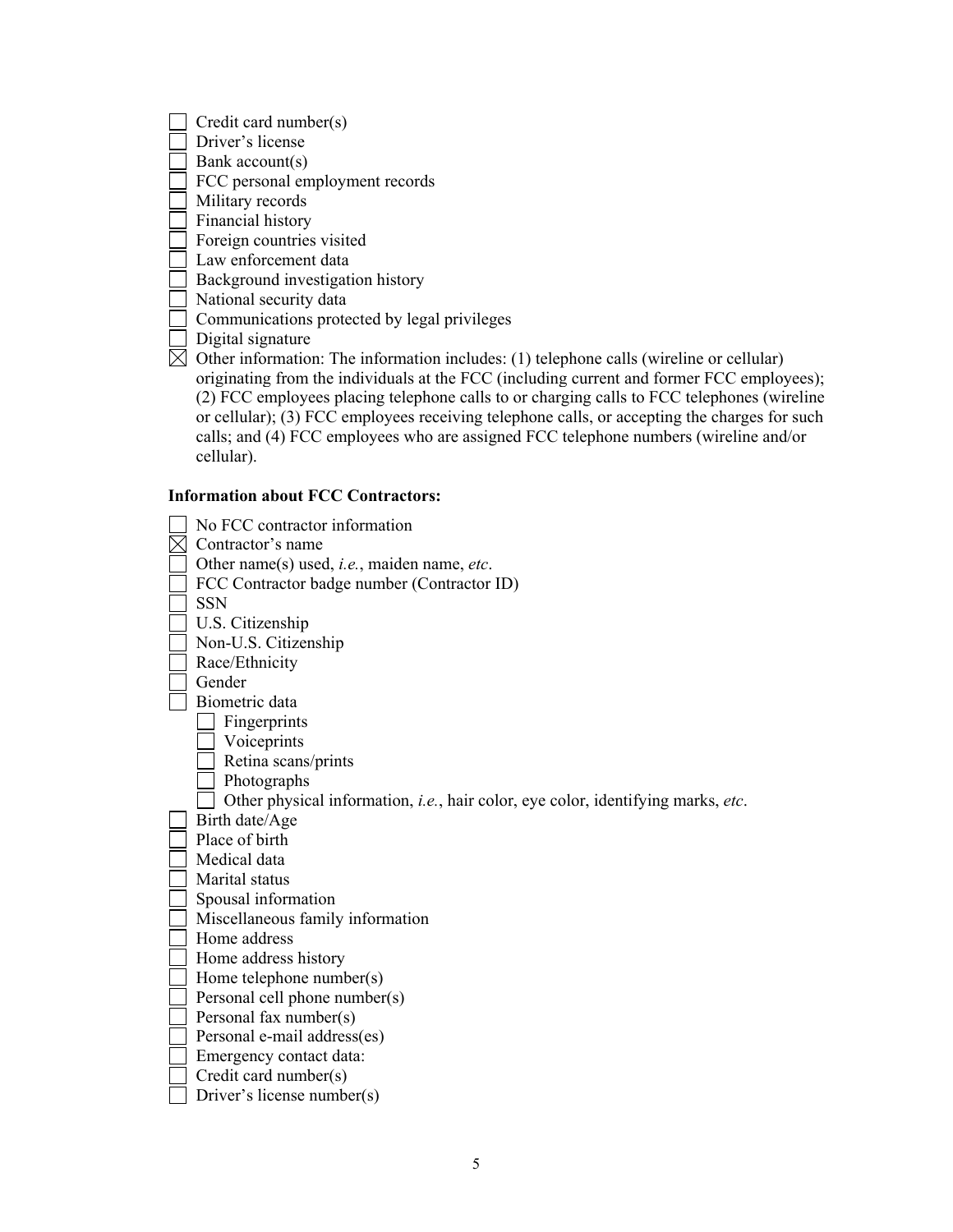- [ ] Credit card number(s)
- [ ] Driver's license
- [ ] Bank account(s)
- [ ] FCC personal employment records
- [ ] Military records
- [ ] Financial history
- [ ] Foreign countries visited
- [ ] Law enforcement data
- [ ] Background investigation history
- [ ] National security data
- [ ] Communications protected by legal privileges
- [ ] Digital signature
- [x] Other information: The information includes: (1) telephone calls (wireline or cellular) originating from the individuals at the FCC (including current and former FCC employees); (2) FCC employees placing telephone calls to or charging calls to FCC telephones (wireline or cellular); (3) FCC employees receiving telephone calls, or accepting the charges for such calls; and (4) FCC employees who are assigned FCC telephone numbers (wireline and/or cellular).

**Information about FCC Contractors:**

- [ ] No FCC contractor information
- [x] Contractor's name
- [ ] Other name(s) used, *i.e.*, maiden name, *etc*.
- [ ] FCC Contractor badge number (Contractor ID)
- [ ] SSN
- [ ] U.S. Citizenship
- [ ] Non-U.S. Citizenship
- [ ] Race/Ethnicity
- [ ] Gender
- [ ] Biometric data
  - [ ] Fingerprints
  - [ ] Voiceprints
  - [ ] Retina scans/prints
  - [ ] Photographs
  - [ ] Other physical information, *i.e.*, hair color, eye color, identifying marks, *etc*.
- [ ] Birth date/Age
- [ ] Place of birth
- [ ] Medical data
- [ ] Marital status
- [ ] Spousal information
- [ ] Miscellaneous family information
- [ ] Home address
- [ ] Home address history
- [ ] Home telephone number(s)
- [ ] Personal cell phone number(s)
- [ ] Personal fax number(s)
- [ ] Personal e-mail address(es)
- [ ] Emergency contact data:
- [ ] Credit card number(s)
- [ ] Driver's license number(s)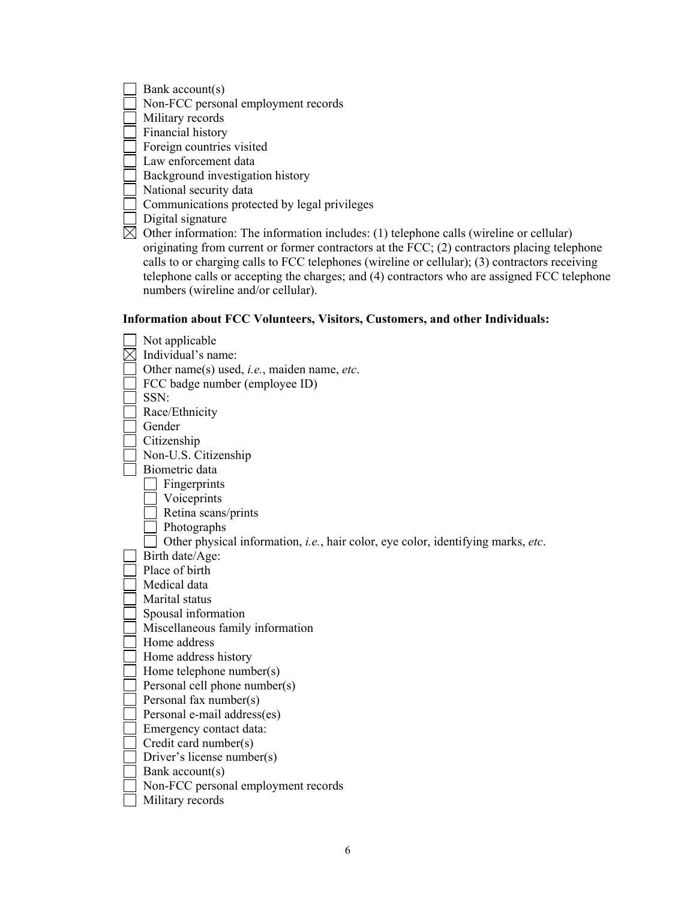- ☐ Bank account(s)
- ☐ Non-FCC personal employment records
- ☐ Military records
- ☐ Financial history
- ☐ Foreign countries visited
- ☐ Law enforcement data
- ☐ Background investigation history
- ☐ National security data
- ☐ Communications protected by legal privileges
- ☐ Digital signature
- ☒ Other information: The information includes: (1) telephone calls (wireline or cellular) originating from current or former contractors at the FCC; (2) contractors placing telephone calls to or charging calls to FCC telephones (wireline or cellular); (3) contractors receiving telephone calls or accepting the charges; and (4) contractors who are assigned FCC telephone numbers (wireline and/or cellular).

**Information about FCC Volunteers, Visitors, Customers, and other Individuals:**

- ☐ Not applicable
- ☒ Individual's name:
- ☐ Other name(s) used, *i.e.*, maiden name, *etc*.
- ☐ FCC badge number (employee ID)
- ☐ SSN:
- ☐ Race/Ethnicity
- ☐ Gender
- ☐ Citizenship
- ☐ Non-U.S. Citizenship
- ☐ Biometric data
  - ☐ Fingerprints
  - ☐ Voiceprints
  - ☐ Retina scans/prints
  - ☐ Photographs
  - ☐ Other physical information, *i.e.*, hair color, eye color, identifying marks, *etc*.
- ☐ Birth date/Age:
- ☐ Place of birth
- ☐ Medical data
- ☐ Marital status
- ☐ Spousal information
- ☐ Miscellaneous family information
- ☐ Home address
- ☐ Home address history
- ☐ Home telephone number(s)
- ☐ Personal cell phone number(s)
- ☐ Personal fax number(s)
- ☐ Personal e-mail address(es)
- ☐ Emergency contact data:
- ☐ Credit card number(s)
- ☐ Driver's license number(s)
- ☐ Bank account(s)
- ☐ Non-FCC personal employment records
- ☐ Military records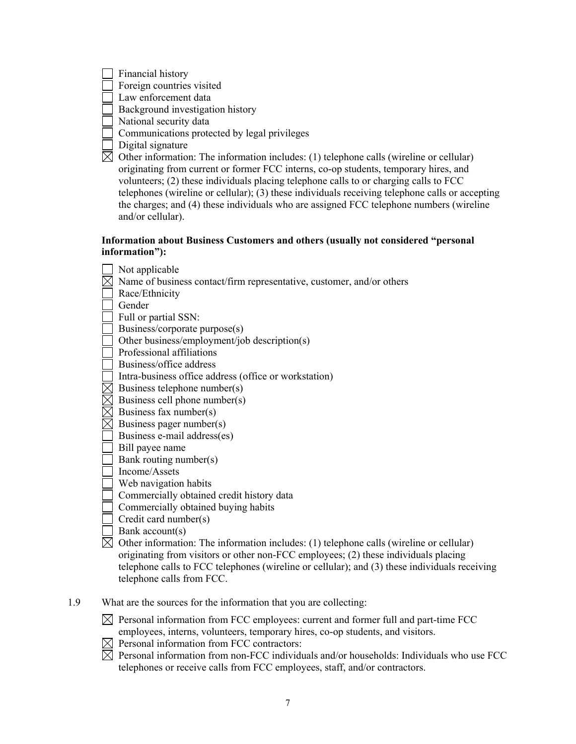- [ ] Financial history
- [ ] Foreign countries visited
- [ ] Law enforcement data
- [ ] Background investigation history
- [ ] National security data
- [ ] Communications protected by legal privileges
- [ ] Digital signature
- [x] Other information: The information includes: (1) telephone calls (wireline or cellular) originating from current or former FCC interns, co-op students, temporary hires, and volunteers; (2) these individuals placing telephone calls to or charging calls to FCC telephones (wireline or cellular); (3) these individuals receiving telephone calls or accepting the charges; and (4) these individuals who are assigned FCC telephone numbers (wireline and/or cellular).

**Information about Business Customers and others (usually not considered "personal information"):**

- [ ] Not applicable
- [x] Name of business contact/firm representative, customer, and/or others
- [ ] Race/Ethnicity
- [ ] Gender
- [ ] Full or partial SSN:
- [ ] Business/corporate purpose(s)
- [ ] Other business/employment/job description(s)
- [ ] Professional affiliations
- [ ] Business/office address
- [ ] Intra-business office address (office or workstation)
- [x] Business telephone number(s)
- [x] Business cell phone number(s)
- [x] Business fax number(s)
- [x] Business pager number(s)
- [ ] Business e-mail address(es)
- [ ] Bill payee name
- [ ] Bank routing number(s)
- [ ] Income/Assets
- [ ] Web navigation habits
- [ ] Commercially obtained credit history data
- [ ] Commercially obtained buying habits
- [ ] Credit card number(s)
- [ ] Bank account(s)
- [x] Other information: The information includes: (1) telephone calls (wireline or cellular) originating from visitors or other non-FCC employees; (2) these individuals placing telephone calls to FCC telephones (wireline or cellular); and (3) these individuals receiving telephone calls from FCC.

1.9 What are the sources for the information that you are collecting:

- [x] Personal information from FCC employees: current and former full and part-time FCC employees, interns, volunteers, temporary hires, co-op students, and visitors.
- [x] Personal information from FCC contractors:
- [x] Personal information from non-FCC individuals and/or households: Individuals who use FCC telephones or receive calls from FCC employees, staff, and/or contractors.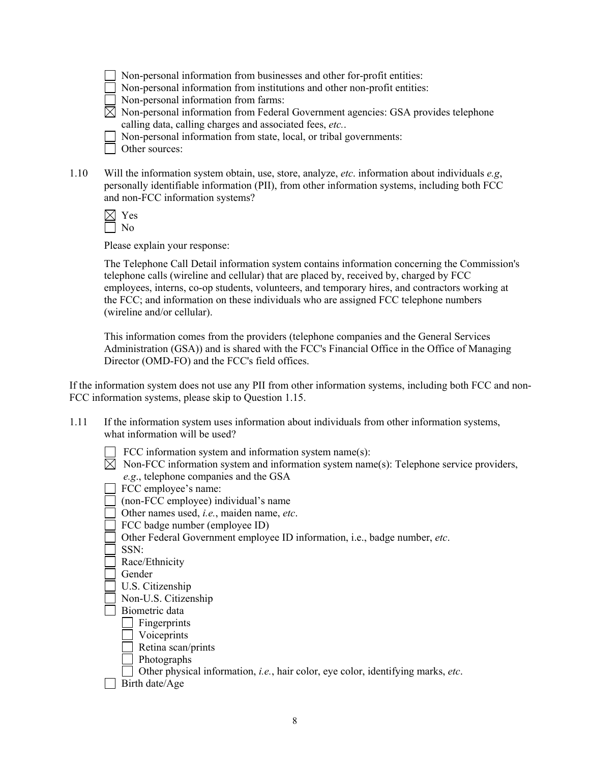- [ ] Non-personal information from businesses and other for-profit entities:
- [ ] Non-personal information from institutions and other non-profit entities:
- [ ] Non-personal information from farms:
- [x] Non-personal information from Federal Government agencies: GSA provides telephone calling data, calling charges and associated fees, *etc.*.
- [ ] Non-personal information from state, local, or tribal governments:
- [ ] Other sources:

1.10 Will the information system obtain, use, store, analyze, *etc*. information about individuals *e.g*, personally identifiable information (PII), from other information systems, including both FCC and non-FCC information systems?

- [x] Yes
- [ ] No

Please explain your response:

The Telephone Call Detail information system contains information concerning the Commission's telephone calls (wireline and cellular) that are placed by, received by, charged by FCC employees, interns, co-op students, volunteers, and temporary hires, and contractors working at the FCC; and information on these individuals who are assigned FCC telephone numbers (wireline and/or cellular).

This information comes from the providers (telephone companies and the General Services Administration (GSA)) and is shared with the FCC's Financial Office in the Office of Managing Director (OMD-FO) and the FCC's field offices.

If the information system does not use any PII from other information systems, including both FCC and non-FCC information systems, please skip to Question 1.15.

1.11 If the information system uses information about individuals from other information systems, what information will be used?

- [ ] FCC information system and information system name(s):
- [x] Non-FCC information system and information system name(s): Telephone service providers, *e.g*., telephone companies and the GSA
- [ ] FCC employee's name:
- [ ] (non-FCC employee) individual's name
- [ ] Other names used, *i.e.*, maiden name, *etc*.
- [ ] FCC badge number (employee ID)
- [ ] Other Federal Government employee ID information, i.e., badge number, *etc*.
- [ ] SSN:
- [ ] Race/Ethnicity
- [ ] Gender
- [ ] U.S. Citizenship
- [ ] Non-U.S. Citizenship
- [ ] Biometric data
  - [ ] Fingerprints
  - [ ] Voiceprints
  - [ ] Retina scan/prints
  - [ ] Photographs
  - [ ] Other physical information, *i.e.*, hair color, eye color, identifying marks, *etc*.
- [ ] Birth date/Age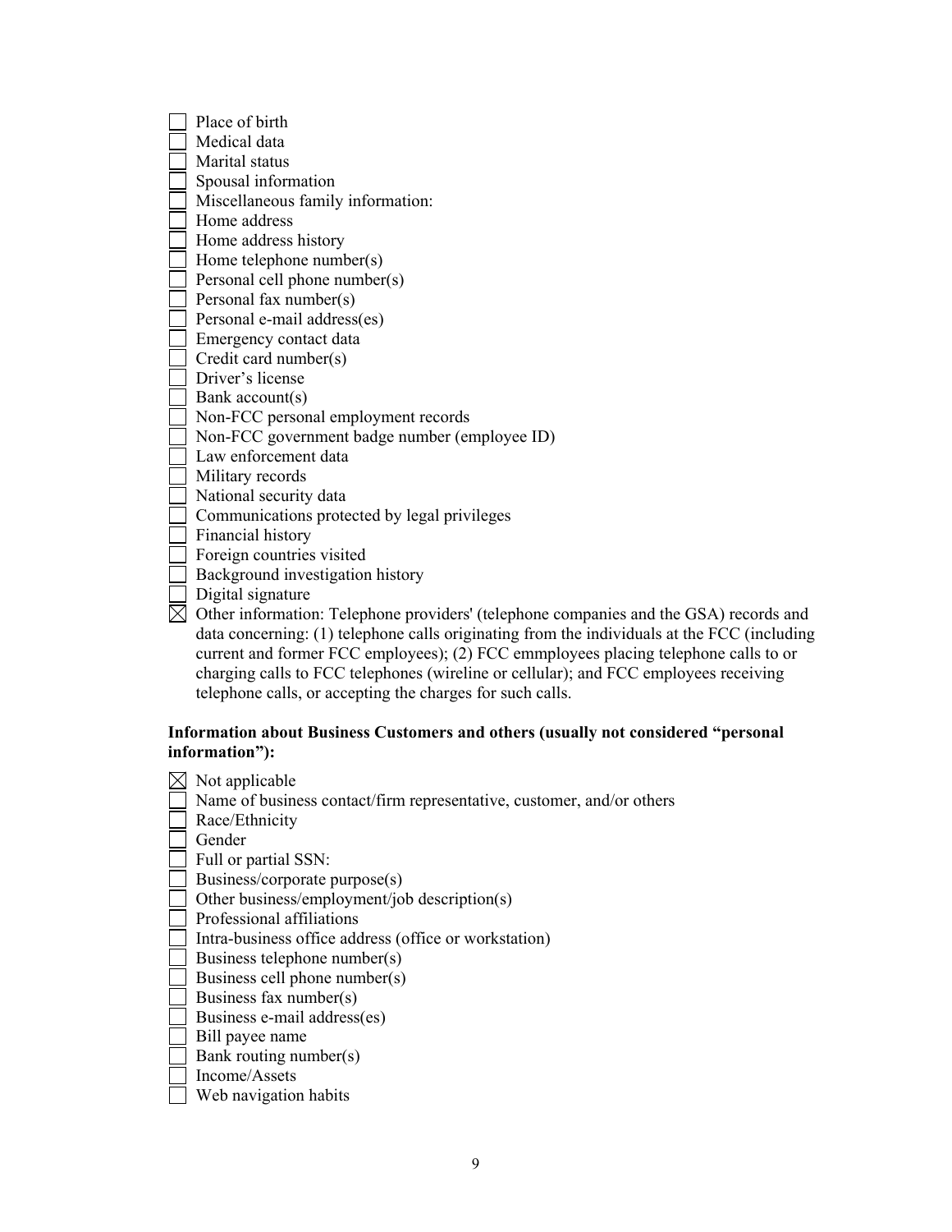- [ ] Place of birth
- [ ] Medical data
- [ ] Marital status
- [ ] Spousal information
- [ ] Miscellaneous family information:
- [ ] Home address
- [ ] Home address history
- [ ] Home telephone number(s)
- [ ] Personal cell phone number(s)
- [ ] Personal fax number(s)
- [ ] Personal e-mail address(es)
- [ ] Emergency contact data
- [ ] Credit card number(s)
- [ ] Driver's license
- [ ] Bank account(s)
- [ ] Non-FCC personal employment records
- [ ] Non-FCC government badge number (employee ID)
- [ ] Law enforcement data
- [ ] Military records
- [ ] National security data
- [ ] Communications protected by legal privileges
- [ ] Financial history
- [ ] Foreign countries visited
- [ ] Background investigation history
- [ ] Digital signature
- [x] Other information: Telephone providers' (telephone companies and the GSA) records and data concerning: (1) telephone calls originating from the individuals at the FCC (including current and former FCC employees); (2) FCC emmployees placing telephone calls to or charging calls to FCC telephones (wireline or cellular); and FCC employees receiving telephone calls, or accepting the charges for such calls.

**Information about Business Customers and others (usually not considered "personal information"):**

- [x] Not applicable
- [ ] Name of business contact/firm representative, customer, and/or others
- [ ] Race/Ethnicity
- [ ] Gender
- [ ] Full or partial SSN:
- [ ] Business/corporate purpose(s)
- [ ] Other business/employment/job description(s)
- [ ] Professional affiliations
- [ ] Intra-business office address (office or workstation)
- [ ] Business telephone number(s)
- [ ] Business cell phone number(s)
- [ ] Business fax number(s)
- [ ] Business e-mail address(es)
- [ ] Bill payee name
- [ ] Bank routing number(s)
- [ ] Income/Assets
- [ ] Web navigation habits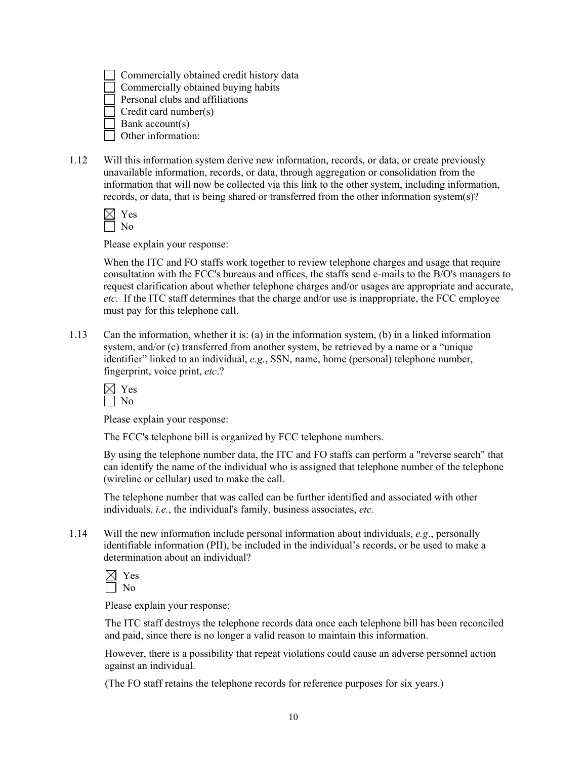- [ ] Commercially obtained credit history data
- [ ] Commercially obtained buying habits
- [ ] Personal clubs and affiliations
- [ ] Credit card number(s)
- [ ] Bank account(s)
- [ ] Other information:

1.12 Will this information system derive new information, records, or data, or create previously unavailable information, records, or data, through aggregation or consolidation from the information that will now be collected via this link to the other system, including information, records, or data, that is being shared or transferred from the other information system(s)?

- [x] Yes
- [ ] No

Please explain your response:

When the ITC and FO staffs work together to review telephone charges and usage that require consultation with the FCC's bureaus and offices, the staffs send e-mails to the B/O's managers to request clarification about whether telephone charges and/or usages are appropriate and accurate, *etc*. If the ITC staff determines that the charge and/or use is inappropriate, the FCC employee must pay for this telephone call.

1.13 Can the information, whether it is: (a) in the information system, (b) in a linked information system, and/or (c) transferred from another system, be retrieved by a name or a "unique identifier" linked to an individual, *e.g.*, SSN, name, home (personal) telephone number, fingerprint, voice print, *etc*.?

- [x] Yes
- [ ] No

Please explain your response:

The FCC's telephone bill is organized by FCC telephone numbers.

By using the telephone number data, the ITC and FO staffs can perform a "reverse search" that can identify the name of the individual who is assigned that telephone number of the telephone (wireline or cellular) used to make the call.

The telephone number that was called can be further identified and associated with other individuals, *i.e.*, the individual's family, business associates, *etc.*

1.14 Will the new information include personal information about individuals, *e.g*., personally identifiable information (PII), be included in the individual's records, or be used to make a determination about an individual?

- [x] Yes
- [ ] No

Please explain your response:

The ITC staff destroys the telephone records data once each telephone bill has been reconciled and paid, since there is no longer a valid reason to maintain this information.

However, there is a possibility that repeat violations could cause an adverse personnel action against an individual.

(The FO staff retains the telephone records for reference purposes for six years.)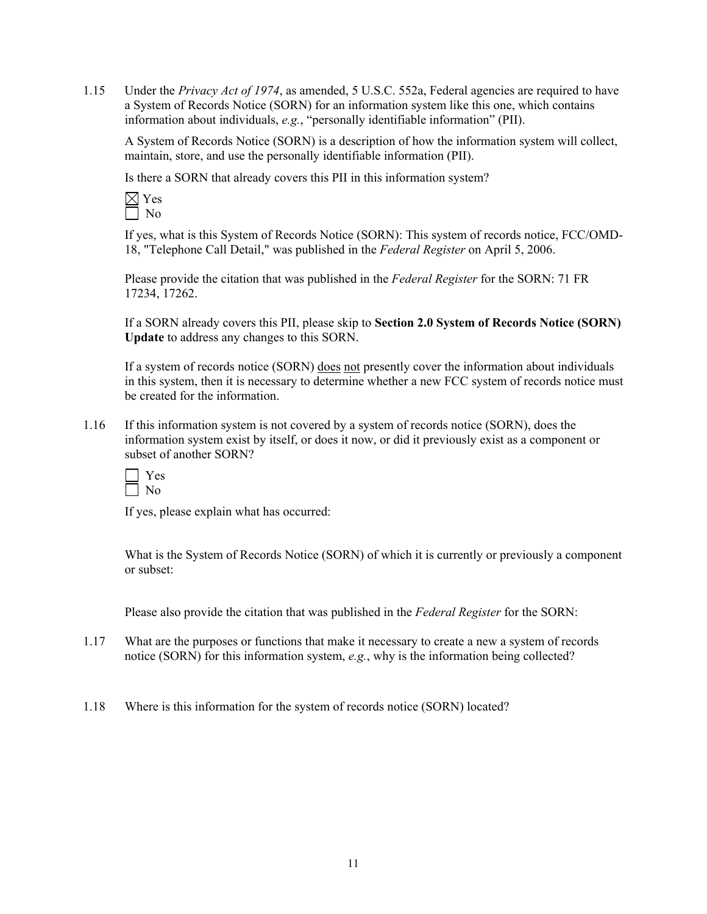1.15 Under the *Privacy Act of 1974*, as amended, 5 U.S.C. 552a, Federal agencies are required to have a System of Records Notice (SORN) for an information system like this one, which contains information about individuals, *e.g.*, "personally identifiable information" (PII).

A System of Records Notice (SORN) is a description of how the information system will collect, maintain, store, and use the personally identifiable information (PII).

Is there a SORN that already covers this PII in this information system?

☒ Yes
☐ No

If yes, what is this System of Records Notice (SORN): This system of records notice, FCC/OMD-18, "Telephone Call Detail," was published in the *Federal Register* on April 5, 2006.

Please provide the citation that was published in the *Federal Register* for the SORN: 71 FR 17234, 17262.

If a SORN already covers this PII, please skip to **Section 2.0 System of Records Notice (SORN) Update** to address any changes to this SORN.

If a system of records notice (SORN) does not presently cover the information about individuals in this system, then it is necessary to determine whether a new FCC system of records notice must be created for the information.

1.16 If this information system is not covered by a system of records notice (SORN), does the information system exist by itself, or does it now, or did it previously exist as a component or subset of another SORN?

☐ Yes
☐ No

If yes, please explain what has occurred:

What is the System of Records Notice (SORN) of which it is currently or previously a component or subset:

Please also provide the citation that was published in the *Federal Register* for the SORN:

1.17 What are the purposes or functions that make it necessary to create a new a system of records notice (SORN) for this information system, *e.g.*, why is the information being collected?

1.18 Where is this information for the system of records notice (SORN) located?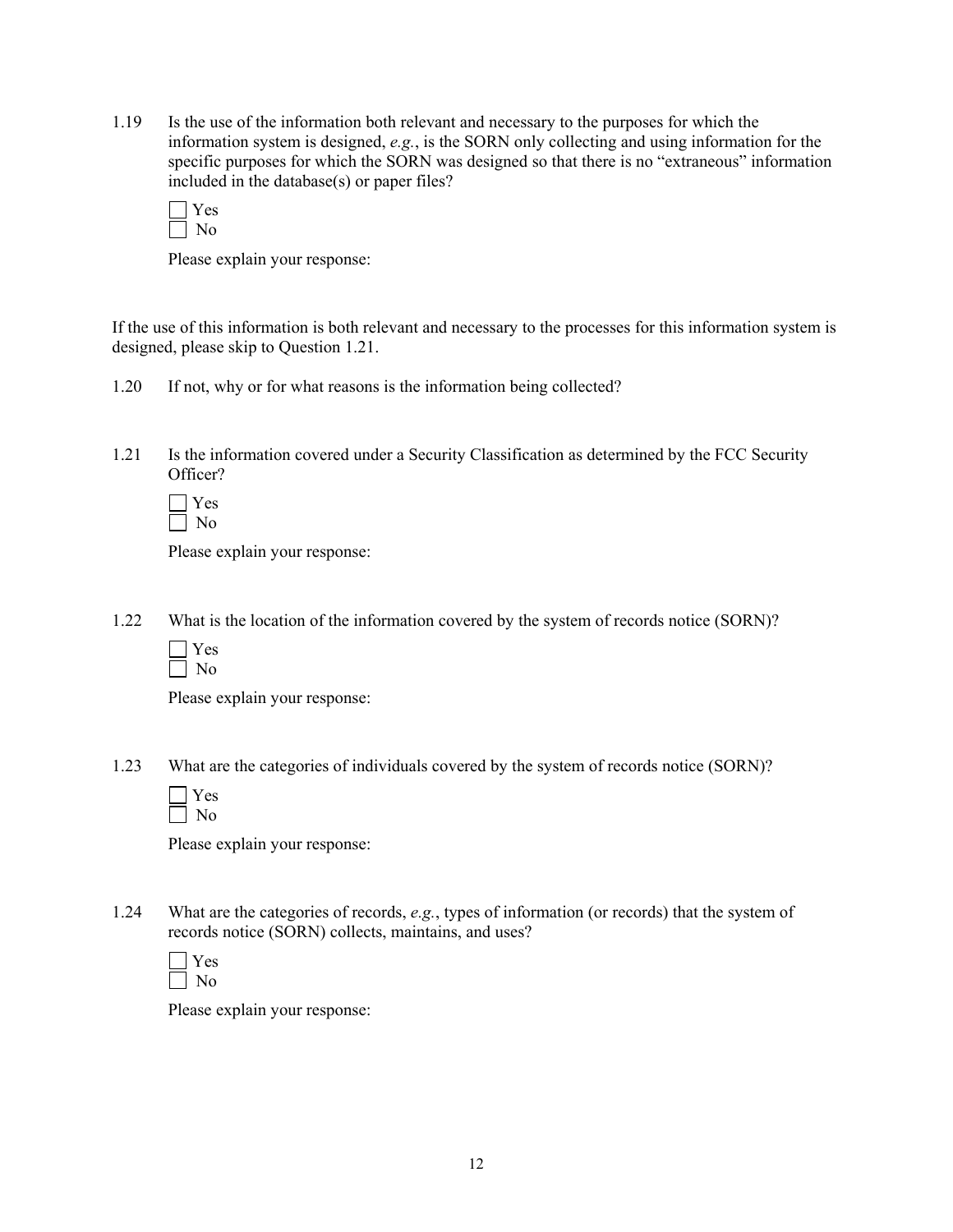1.19 Is the use of the information both relevant and necessary to the purposes for which the information system is designed, *e.g.*, is the SORN only collecting and using information for the specific purposes for which the SORN was designed so that there is no "extraneous" information included in the database(s) or paper files?

☐ Yes
☐ No

Please explain your response:

If the use of this information is both relevant and necessary to the processes for this information system is designed, please skip to Question 1.21.

1.20 If not, why or for what reasons is the information being collected?

1.21 Is the information covered under a Security Classification as determined by the FCC Security Officer?

☐ Yes
☐ No

Please explain your response:

1.22 What is the location of the information covered by the system of records notice (SORN)?

☐ Yes
☐ No

Please explain your response:

1.23 What are the categories of individuals covered by the system of records notice (SORN)?

☐ Yes
☐ No

Please explain your response:

1.24 What are the categories of records, *e.g.*, types of information (or records) that the system of records notice (SORN) collects, maintains, and uses?

☐ Yes
☐ No

Please explain your response: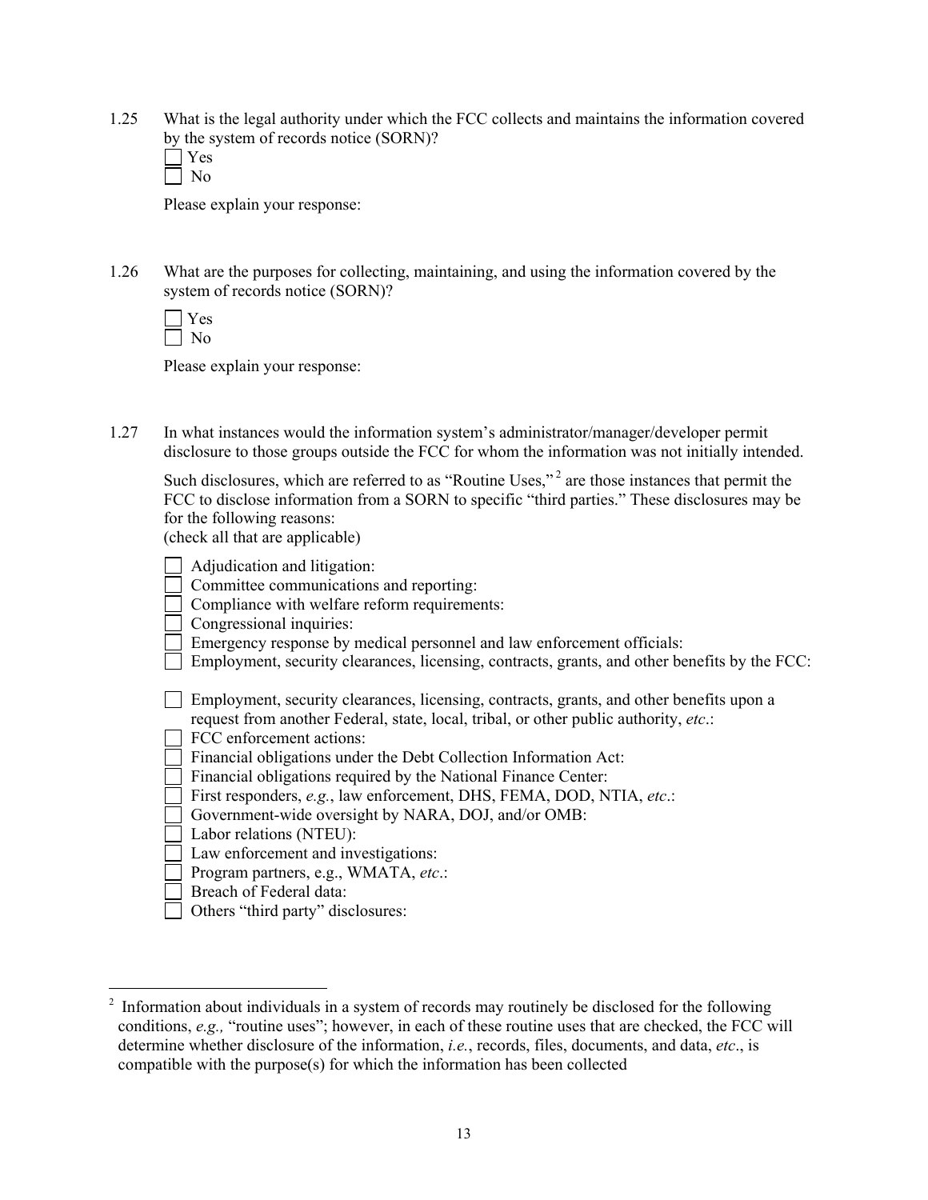1.25 What is the legal authority under which the FCC collects and maintains the information covered by the system of records notice (SORN)?

☐ Yes
☐ No

Please explain your response:

1.26 What are the purposes for collecting, maintaining, and using the information covered by the system of records notice (SORN)?

☐ Yes
☐ No

Please explain your response:

1.27 In what instances would the information system's administrator/manager/developer permit disclosure to those groups outside the FCC for whom the information was not initially intended.

Such disclosures, which are referred to as "Routine Uses,"[2] are those instances that permit the FCC to disclose information from a SORN to specific "third parties." These disclosures may be for the following reasons:
(check all that are applicable)

☐ Adjudication and litigation:
☐ Committee communications and reporting:
☐ Compliance with welfare reform requirements:
☐ Congressional inquiries:
☐ Emergency response by medical personnel and law enforcement officials:
☐ Employment, security clearances, licensing, contracts, grants, and other benefits by the FCC:

☐ Employment, security clearances, licensing, contracts, grants, and other benefits upon a request from another Federal, state, local, tribal, or other public authority, *etc*.:
☐ FCC enforcement actions:
☐ Financial obligations under the Debt Collection Information Act:
☐ Financial obligations required by the National Finance Center:
☐ First responders, *e.g.*, law enforcement, DHS, FEMA, DOD, NTIA, *etc*.:
☐ Government-wide oversight by NARA, DOJ, and/or OMB:
☐ Labor relations (NTEU):
☐ Law enforcement and investigations:
☐ Program partners, e.g., WMATA, *etc*.:
☐ Breach of Federal data:
☐ Others "third party" disclosures:

---

[2] Information about individuals in a system of records may routinely be disclosed for the following conditions, *e.g.,* "routine uses"; however, in each of these routine uses that are checked, the FCC will determine whether disclosure of the information, *i.e.*, records, files, documents, and data, *etc*., is compatible with the purpose(s) for which the information has been collected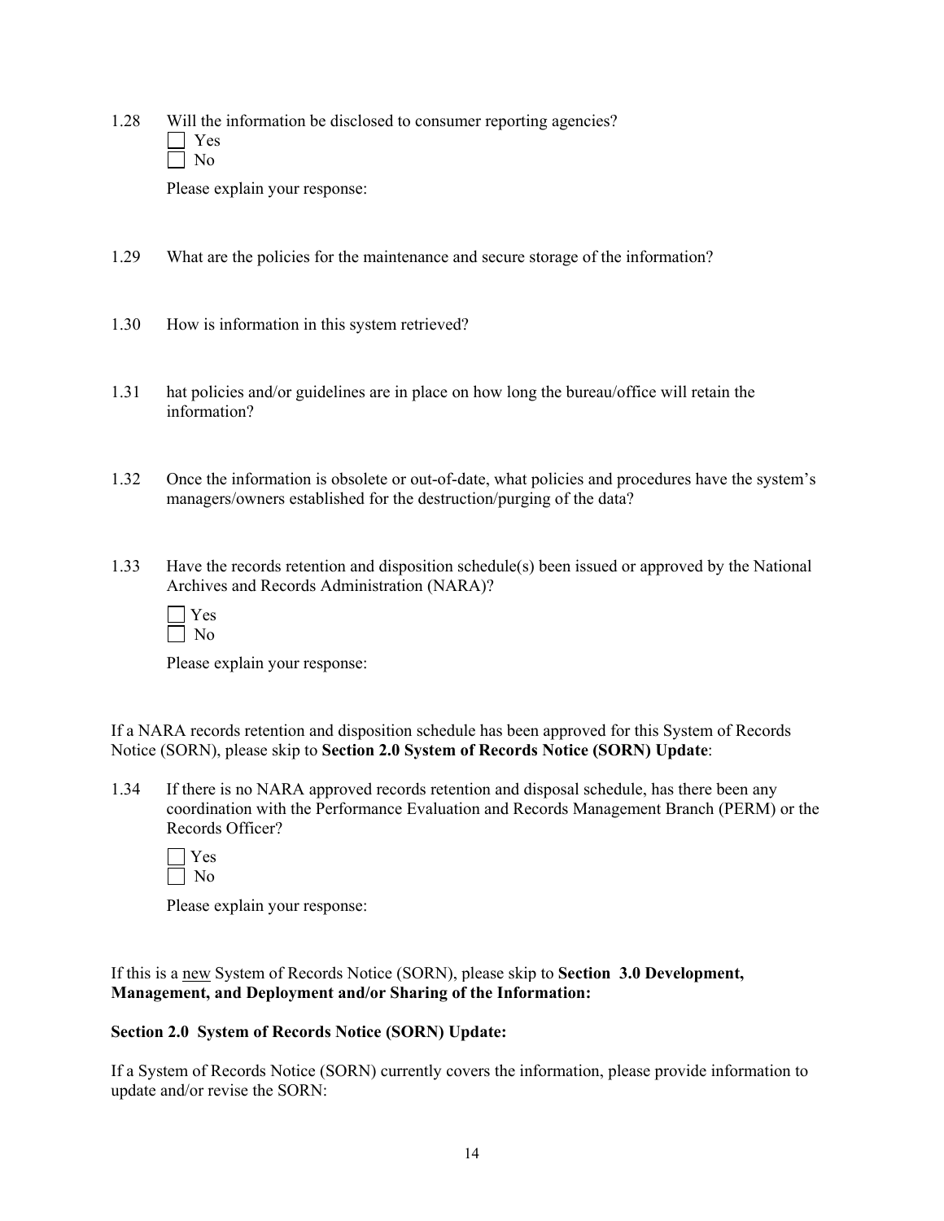1.28 Will the information be disclosed to consumer reporting agencies?

☐ Yes
☐ No

Please explain your response:

1.29 What are the policies for the maintenance and secure storage of the information?

1.30 How is information in this system retrieved?

1.31 hat policies and/or guidelines are in place on how long the bureau/office will retain the information?

1.32 Once the information is obsolete or out-of-date, what policies and procedures have the system's managers/owners established for the destruction/purging of the data?

1.33 Have the records retention and disposition schedule(s) been issued or approved by the National Archives and Records Administration (NARA)?

☐ Yes
☐ No

Please explain your response:

If a NARA records retention and disposition schedule has been approved for this System of Records Notice (SORN), please skip to **Section 2.0 System of Records Notice (SORN) Update**:

1.34 If there is no NARA approved records retention and disposal schedule, has there been any coordination with the Performance Evaluation and Records Management Branch (PERM) or the Records Officer?

☐ Yes
☐ No

Please explain your response:

If this is a <u>new</u> System of Records Notice (SORN), please skip to **Section 3.0 Development, Management, and Deployment and/or Sharing of the Information:**

**Section 2.0 System of Records Notice (SORN) Update:**

If a System of Records Notice (SORN) currently covers the information, please provide information to update and/or revise the SORN: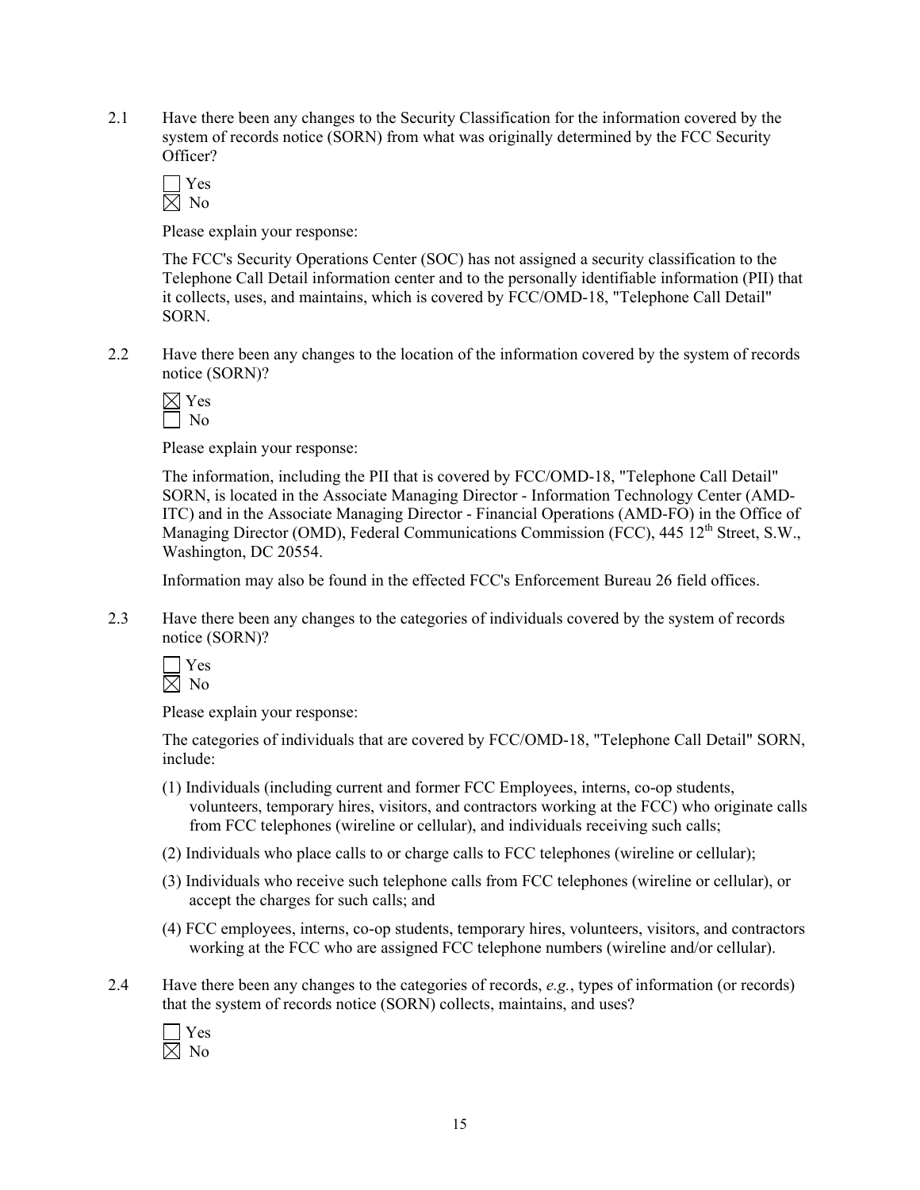2.1 Have there been any changes to the Security Classification for the information covered by the system of records notice (SORN) from what was originally determined by the FCC Security Officer?

☐ Yes
☒ No

Please explain your response:

The FCC's Security Operations Center (SOC) has not assigned a security classification to the Telephone Call Detail information center and to the personally identifiable information (PII) that it collects, uses, and maintains, which is covered by FCC/OMD-18, "Telephone Call Detail" SORN.

2.2 Have there been any changes to the location of the information covered by the system of records notice (SORN)?

☒ Yes
☐ No

Please explain your response:

The information, including the PII that is covered by FCC/OMD-18, "Telephone Call Detail" SORN, is located in the Associate Managing Director - Information Technology Center (AMD-ITC) and in the Associate Managing Director - Financial Operations (AMD-FO) in the Office of Managing Director (OMD), Federal Communications Commission (FCC), 445 12th Street, S.W., Washington, DC 20554.

Information may also be found in the effected FCC's Enforcement Bureau 26 field offices.

2.3 Have there been any changes to the categories of individuals covered by the system of records notice (SORN)?

☐ Yes
☒ No

Please explain your response:

The categories of individuals that are covered by FCC/OMD-18, "Telephone Call Detail" SORN, include:

(1) Individuals (including current and former FCC Employees, interns, co-op students, volunteers, temporary hires, visitors, and contractors working at the FCC) who originate calls from FCC telephones (wireline or cellular), and individuals receiving such calls;

(2) Individuals who place calls to or charge calls to FCC telephones (wireline or cellular);

(3) Individuals who receive such telephone calls from FCC telephones (wireline or cellular), or accept the charges for such calls; and

(4) FCC employees, interns, co-op students, temporary hires, volunteers, visitors, and contractors working at the FCC who are assigned FCC telephone numbers (wireline and/or cellular).

2.4 Have there been any changes to the categories of records, *e.g.*, types of information (or records) that the system of records notice (SORN) collects, maintains, and uses?

☐ Yes
☒ No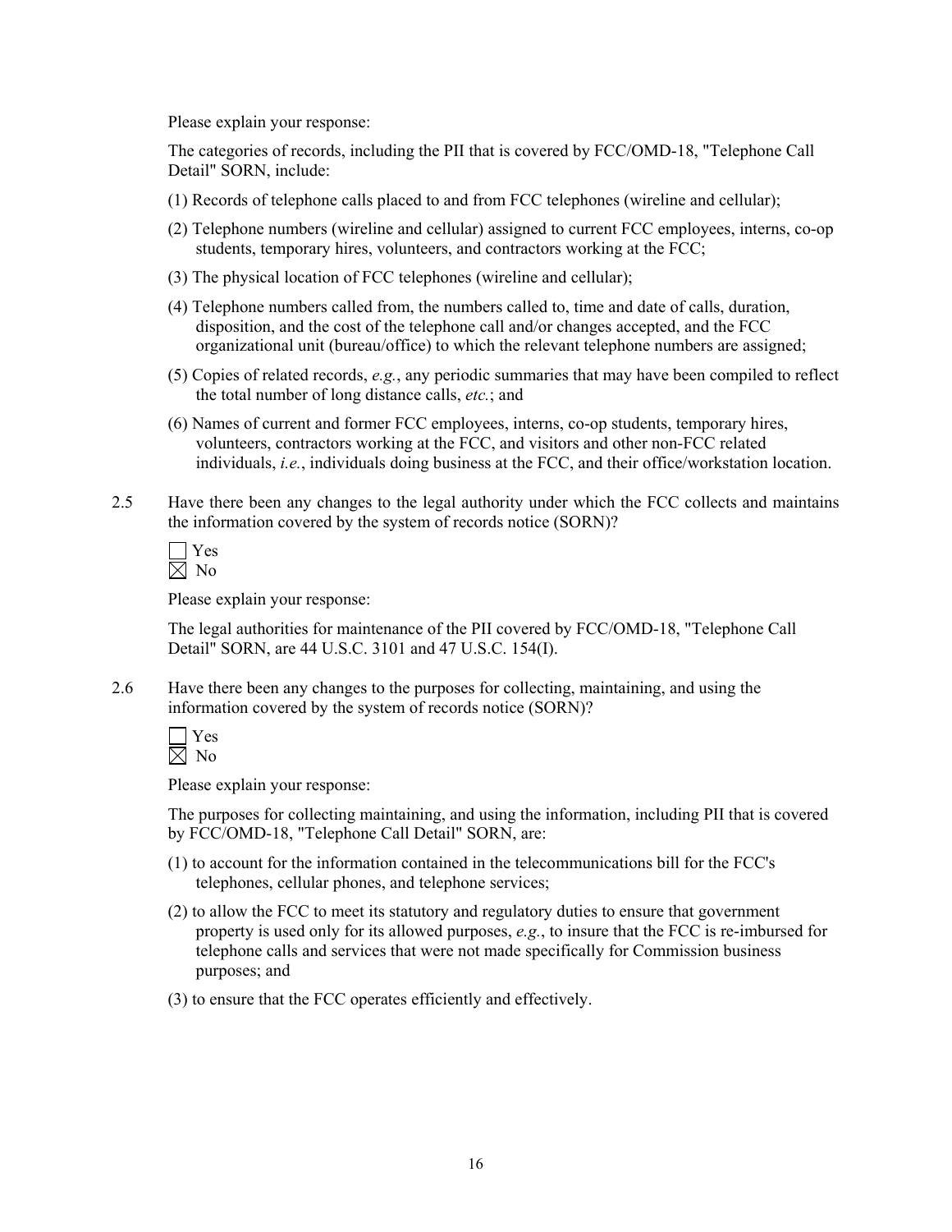Please explain your response:

The categories of records, including the PII that is covered by FCC/OMD-18, "Telephone Call Detail" SORN, include:

(1) Records of telephone calls placed to and from FCC telephones (wireline and cellular);

(2) Telephone numbers (wireline and cellular) assigned to current FCC employees, interns, co-op students, temporary hires, volunteers, and contractors working at the FCC;

(3) The physical location of FCC telephones (wireline and cellular);

(4) Telephone numbers called from, the numbers called to, time and date of calls, duration, disposition, and the cost of the telephone call and/or changes accepted, and the FCC organizational unit (bureau/office) to which the relevant telephone numbers are assigned;

(5) Copies of related records, *e.g.*, any periodic summaries that may have been compiled to reflect the total number of long distance calls, *etc.*; and

(6) Names of current and former FCC employees, interns, co-op students, temporary hires, volunteers, contractors working at the FCC, and visitors and other non-FCC related individuals, *i.e.*, individuals doing business at the FCC, and their office/workstation location.

2.5 Have there been any changes to the legal authority under which the FCC collects and maintains the information covered by the system of records notice (SORN)?

☐ Yes
☒ No

Please explain your response:

The legal authorities for maintenance of the PII covered by FCC/OMD-18, "Telephone Call Detail" SORN, are 44 U.S.C. 3101 and 47 U.S.C. 154(I).

2.6 Have there been any changes to the purposes for collecting, maintaining, and using the information covered by the system of records notice (SORN)?

☐ Yes
☒ No

Please explain your response:

The purposes for collecting maintaining, and using the information, including PII that is covered by FCC/OMD-18, "Telephone Call Detail" SORN, are:

(1) to account for the information contained in the telecommunications bill for the FCC's telephones, cellular phones, and telephone services;

(2) to allow the FCC to meet its statutory and regulatory duties to ensure that government property is used only for its allowed purposes, *e.g.*, to insure that the FCC is re-imbursed for telephone calls and services that were not made specifically for Commission business purposes; and

(3) to ensure that the FCC operates efficiently and effectively.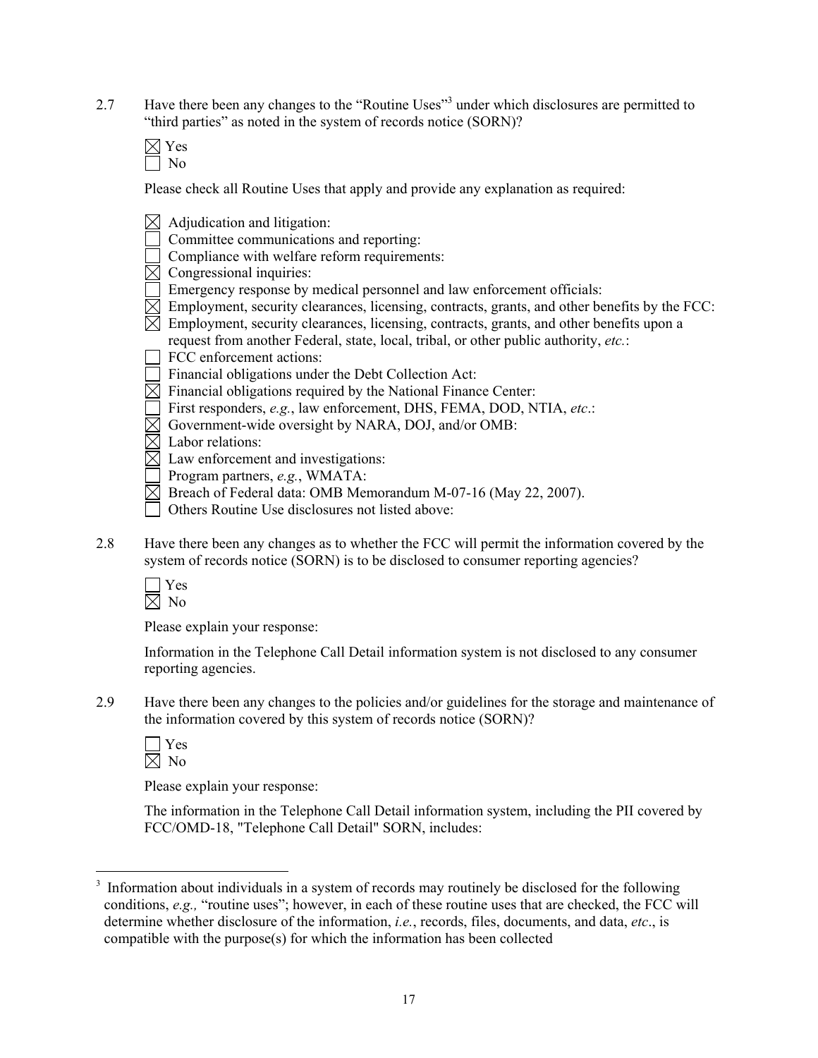2.7 Have there been any changes to the "Routine Uses"[3] under which disclosures are permitted to "third parties" as noted in the system of records notice (SORN)?

☒ Yes
☐ No

Please check all Routine Uses that apply and provide any explanation as required:

☒ Adjudication and litigation:
☐ Committee communications and reporting:
☐ Compliance with welfare reform requirements:
☒ Congressional inquiries:
☐ Emergency response by medical personnel and law enforcement officials:
☒ Employment, security clearances, licensing, contracts, grants, and other benefits by the FCC:
☒ Employment, security clearances, licensing, contracts, grants, and other benefits upon a request from another Federal, state, local, tribal, or other public authority, *etc.*:
☐ FCC enforcement actions:
☐ Financial obligations under the Debt Collection Act:
☒ Financial obligations required by the National Finance Center:
☐ First responders, *e.g.*, law enforcement, DHS, FEMA, DOD, NTIA, *etc*.:
☒ Government-wide oversight by NARA, DOJ, and/or OMB:
☒ Labor relations:
☒ Law enforcement and investigations:
☐ Program partners, *e.g.*, WMATA:
☒ Breach of Federal data: OMB Memorandum M-07-16 (May 22, 2007).
☐ Others Routine Use disclosures not listed above:

2.8 Have there been any changes as to whether the FCC will permit the information covered by the system of records notice (SORN) is to be disclosed to consumer reporting agencies?

☐ Yes
☒ No

Please explain your response:

Information in the Telephone Call Detail information system is not disclosed to any consumer reporting agencies.

2.9 Have there been any changes to the policies and/or guidelines for the storage and maintenance of the information covered by this system of records notice (SORN)?

☐ Yes
☒ No

Please explain your response:

The information in the Telephone Call Detail information system, including the PII covered by FCC/OMD-18, "Telephone Call Detail" SORN, includes:

---

[3] Information about individuals in a system of records may routinely be disclosed for the following conditions, *e.g.,* "routine uses"; however, in each of these routine uses that are checked, the FCC will determine whether disclosure of the information, *i.e.*, records, files, documents, and data, *etc*., is compatible with the purpose(s) for which the information has been collected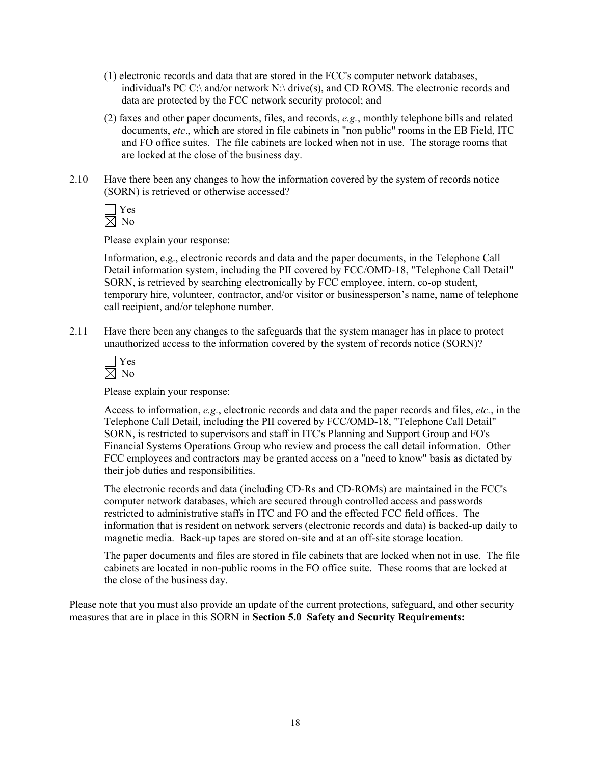(1) electronic records and data that are stored in the FCC's computer network databases, individual's PC C:\ and/or network N:\ drive(s), and CD ROMS. The electronic records and data are protected by the FCC network security protocol; and

(2) faxes and other paper documents, files, and records, *e.g.*, monthly telephone bills and related documents, *etc*., which are stored in file cabinets in "non public" rooms in the EB Field, ITC and FO office suites. The file cabinets are locked when not in use. The storage rooms that are locked at the close of the business day.

2.10 Have there been any changes to how the information covered by the system of records notice (SORN) is retrieved or otherwise accessed?

☐ Yes
☒ No

Please explain your response:

Information, e.g., electronic records and data and the paper documents, in the Telephone Call Detail information system, including the PII covered by FCC/OMD-18, "Telephone Call Detail" SORN, is retrieved by searching electronically by FCC employee, intern, co-op student, temporary hire, volunteer, contractor, and/or visitor or businessperson's name, name of telephone call recipient, and/or telephone number.

2.11 Have there been any changes to the safeguards that the system manager has in place to protect unauthorized access to the information covered by the system of records notice (SORN)?

☐ Yes
☒ No

Please explain your response:

Access to information, *e.g.*, electronic records and data and the paper records and files, *etc.*, in the Telephone Call Detail, including the PII covered by FCC/OMD-18, "Telephone Call Detail" SORN, is restricted to supervisors and staff in ITC's Planning and Support Group and FO's Financial Systems Operations Group who review and process the call detail information. Other FCC employees and contractors may be granted access on a "need to know" basis as dictated by their job duties and responsibilities.

The electronic records and data (including CD-Rs and CD-ROMs) are maintained in the FCC's computer network databases, which are secured through controlled access and passwords restricted to administrative staffs in ITC and FO and the effected FCC field offices. The information that is resident on network servers (electronic records and data) is backed-up daily to magnetic media. Back-up tapes are stored on-site and at an off-site storage location.

The paper documents and files are stored in file cabinets that are locked when not in use. The file cabinets are located in non-public rooms in the FO office suite. These rooms that are locked at the close of the business day.

Please note that you must also provide an update of the current protections, safeguard, and other security measures that are in place in this SORN in **Section 5.0 Safety and Security Requirements:**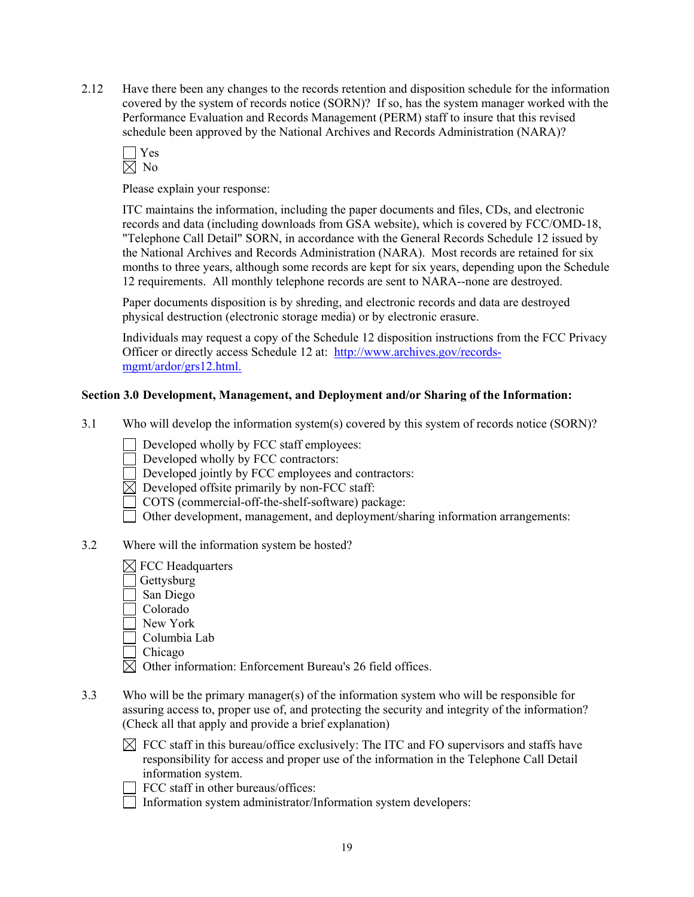2.12 Have there been any changes to the records retention and disposition schedule for the information covered by the system of records notice (SORN)? If so, has the system manager worked with the Performance Evaluation and Records Management (PERM) staff to insure that this revised schedule been approved by the National Archives and Records Administration (NARA)?

☐ Yes
☒ No

Please explain your response:

ITC maintains the information, including the paper documents and files, CDs, and electronic records and data (including downloads from GSA website), which is covered by FCC/OMD-18, "Telephone Call Detail" SORN, in accordance with the General Records Schedule 12 issued by the National Archives and Records Administration (NARA). Most records are retained for six months to three years, although some records are kept for six years, depending upon the Schedule 12 requirements. All monthly telephone records are sent to NARA--none are destroyed.

Paper documents disposition is by shreding, and electronic records and data are destroyed physical destruction (electronic storage media) or by electronic erasure.

Individuals may request a copy of the Schedule 12 disposition instructions from the FCC Privacy Officer or directly access Schedule 12 at: http://www.archives.gov/records-mgmt/ardor/grs12.html.

**Section 3.0 Development, Management, and Deployment and/or Sharing of the Information:**

3.1 Who will develop the information system(s) covered by this system of records notice (SORN)?

☐ Developed wholly by FCC staff employees:
☐ Developed wholly by FCC contractors:
☐ Developed jointly by FCC employees and contractors:
☒ Developed offsite primarily by non-FCC staff:
☐ COTS (commercial-off-the-shelf-software) package:
☐ Other development, management, and deployment/sharing information arrangements:

3.2 Where will the information system be hosted?

☒ FCC Headquarters
☐ Gettysburg
☐ San Diego
☐ Colorado
☐ New York
☐ Columbia Lab
☐ Chicago
☒ Other information: Enforcement Bureau's 26 field offices.

3.3 Who will be the primary manager(s) of the information system who will be responsible for assuring access to, proper use of, and protecting the security and integrity of the information? (Check all that apply and provide a brief explanation)

☒ FCC staff in this bureau/office exclusively: The ITC and FO supervisors and staffs have responsibility for access and proper use of the information in the Telephone Call Detail information system.
☐ FCC staff in other bureaus/offices:
☐ Information system administrator/Information system developers: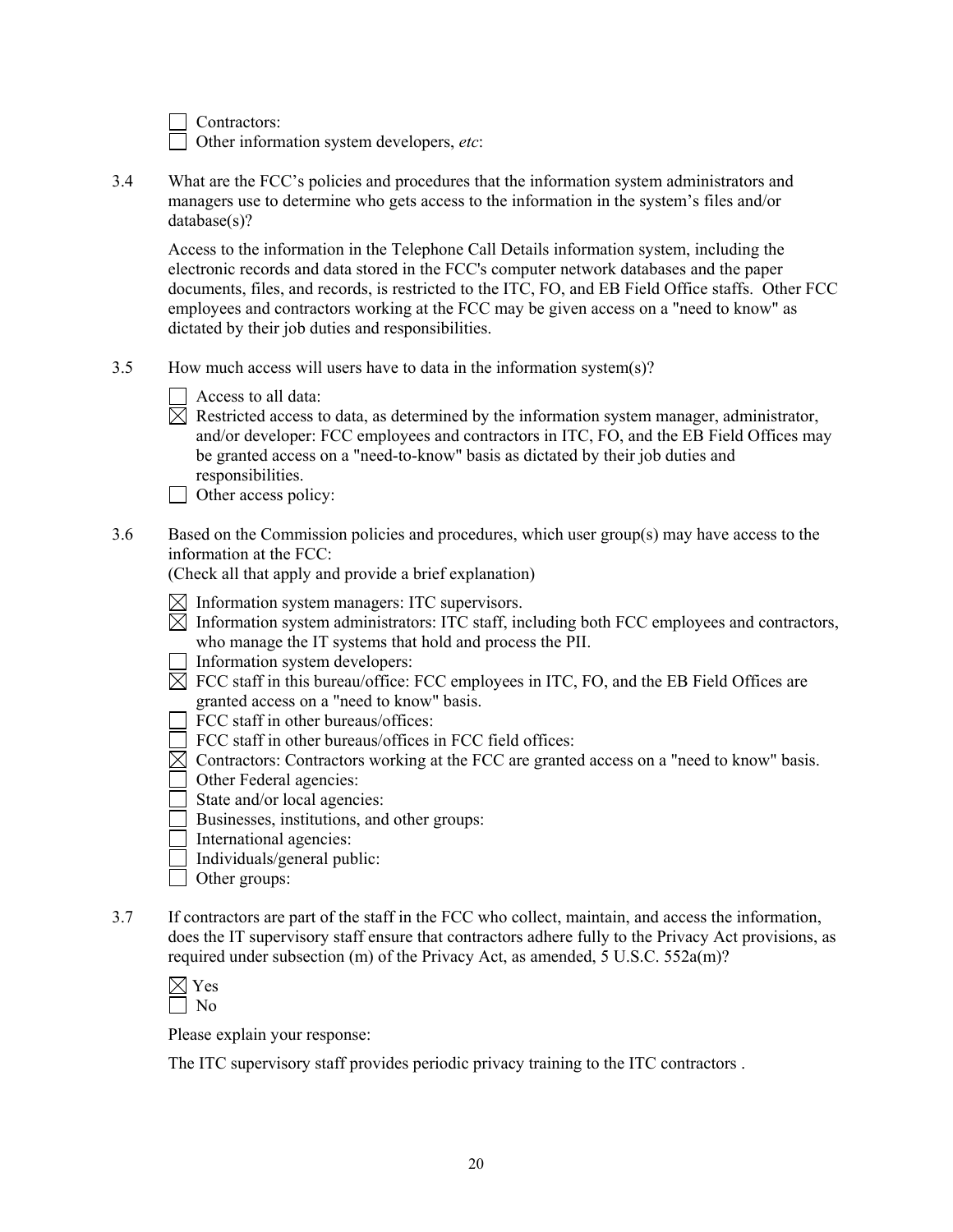- ☐ Contractors:
- ☐ Other information system developers, *etc*:

3.4 What are the FCC's policies and procedures that the information system administrators and managers use to determine who gets access to the information in the system's files and/or database(s)?

Access to the information in the Telephone Call Details information system, including the electronic records and data stored in the FCC's computer network databases and the paper documents, files, and records, is restricted to the ITC, FO, and EB Field Office staffs. Other FCC employees and contractors working at the FCC may be given access on a "need to know" as dictated by their job duties and responsibilities.

3.5 How much access will users have to data in the information system(s)?

- ☐ Access to all data:
- ☒ Restricted access to data, as determined by the information system manager, administrator, and/or developer: FCC employees and contractors in ITC, FO, and the EB Field Offices may be granted access on a "need-to-know" basis as dictated by their job duties and responsibilities.
- ☐ Other access policy:

3.6 Based on the Commission policies and procedures, which user group(s) may have access to the information at the FCC:
(Check all that apply and provide a brief explanation)

- ☒ Information system managers: ITC supervisors.
- ☒ Information system administrators: ITC staff, including both FCC employees and contractors, who manage the IT systems that hold and process the PII.
- ☐ Information system developers:
- ☒ FCC staff in this bureau/office: FCC employees in ITC, FO, and the EB Field Offices are granted access on a "need to know" basis.
- ☐ FCC staff in other bureaus/offices:
- ☐ FCC staff in other bureaus/offices in FCC field offices:
- ☒ Contractors: Contractors working at the FCC are granted access on a "need to know" basis.
- ☐ Other Federal agencies:
- ☐ State and/or local agencies:
- ☐ Businesses, institutions, and other groups:
- ☐ International agencies:
- ☐ Individuals/general public:
- ☐ Other groups:

3.7 If contractors are part of the staff in the FCC who collect, maintain, and access the information, does the IT supervisory staff ensure that contractors adhere fully to the Privacy Act provisions, as required under subsection (m) of the Privacy Act, as amended, 5 U.S.C. 552a(m)?

- ☒ Yes
- ☐ No

Please explain your response:

The ITC supervisory staff provides periodic privacy training to the ITC contractors .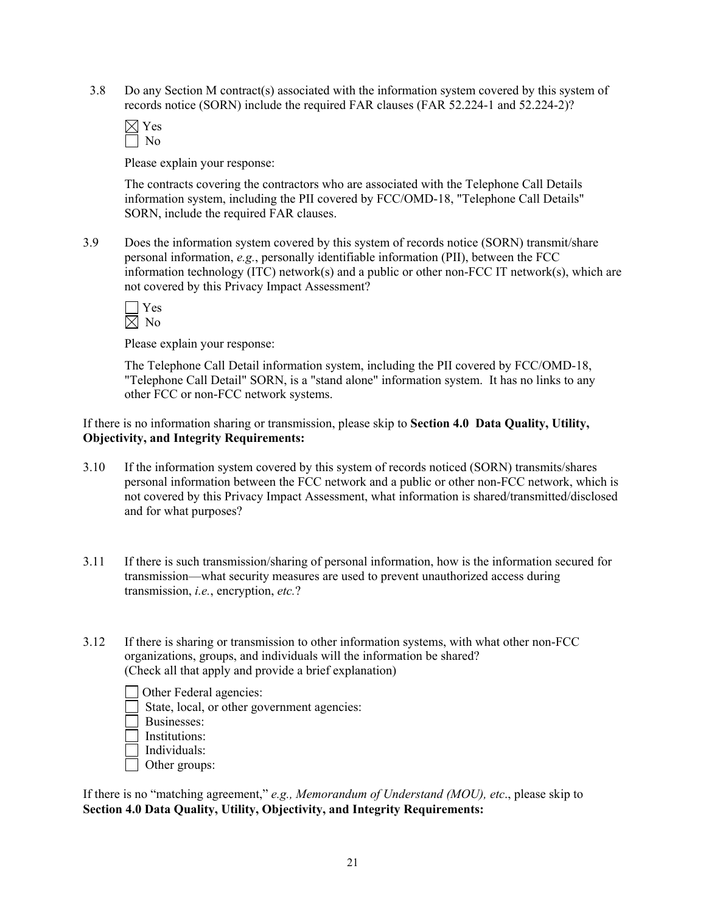3.8 Do any Section M contract(s) associated with the information system covered by this system of records notice (SORN) include the required FAR clauses (FAR 52.224-1 and 52.224-2)?

☒ Yes
☐ No

Please explain your response:

The contracts covering the contractors who are associated with the Telephone Call Details information system, including the PII covered by FCC/OMD-18, "Telephone Call Details" SORN, include the required FAR clauses.

3.9 Does the information system covered by this system of records notice (SORN) transmit/share personal information, *e.g.*, personally identifiable information (PII), between the FCC information technology (ITC) network(s) and a public or other non-FCC IT network(s), which are not covered by this Privacy Impact Assessment?

☐ Yes
☒ No

Please explain your response:

The Telephone Call Detail information system, including the PII covered by FCC/OMD-18, "Telephone Call Detail" SORN, is a "stand alone" information system. It has no links to any other FCC or non-FCC network systems.

If there is no information sharing or transmission, please skip to **Section 4.0 Data Quality, Utility, Objectivity, and Integrity Requirements:**

3.10 If the information system covered by this system of records noticed (SORN) transmits/shares personal information between the FCC network and a public or other non-FCC network, which is not covered by this Privacy Impact Assessment, what information is shared/transmitted/disclosed and for what purposes?

3.11 If there is such transmission/sharing of personal information, how is the information secured for transmission—what security measures are used to prevent unauthorized access during transmission, *i.e.*, encryption, *etc.*?

3.12 If there is sharing or transmission to other information systems, with what other non-FCC organizations, groups, and individuals will the information be shared? (Check all that apply and provide a brief explanation)

☐ Other Federal agencies:
☐ State, local, or other government agencies:
☐ Businesses:
☐ Institutions:
☐ Individuals:
☐ Other groups:

If there is no "matching agreement," *e.g., Memorandum of Understand (MOU), etc*., please skip to **Section 4.0 Data Quality, Utility, Objectivity, and Integrity Requirements:**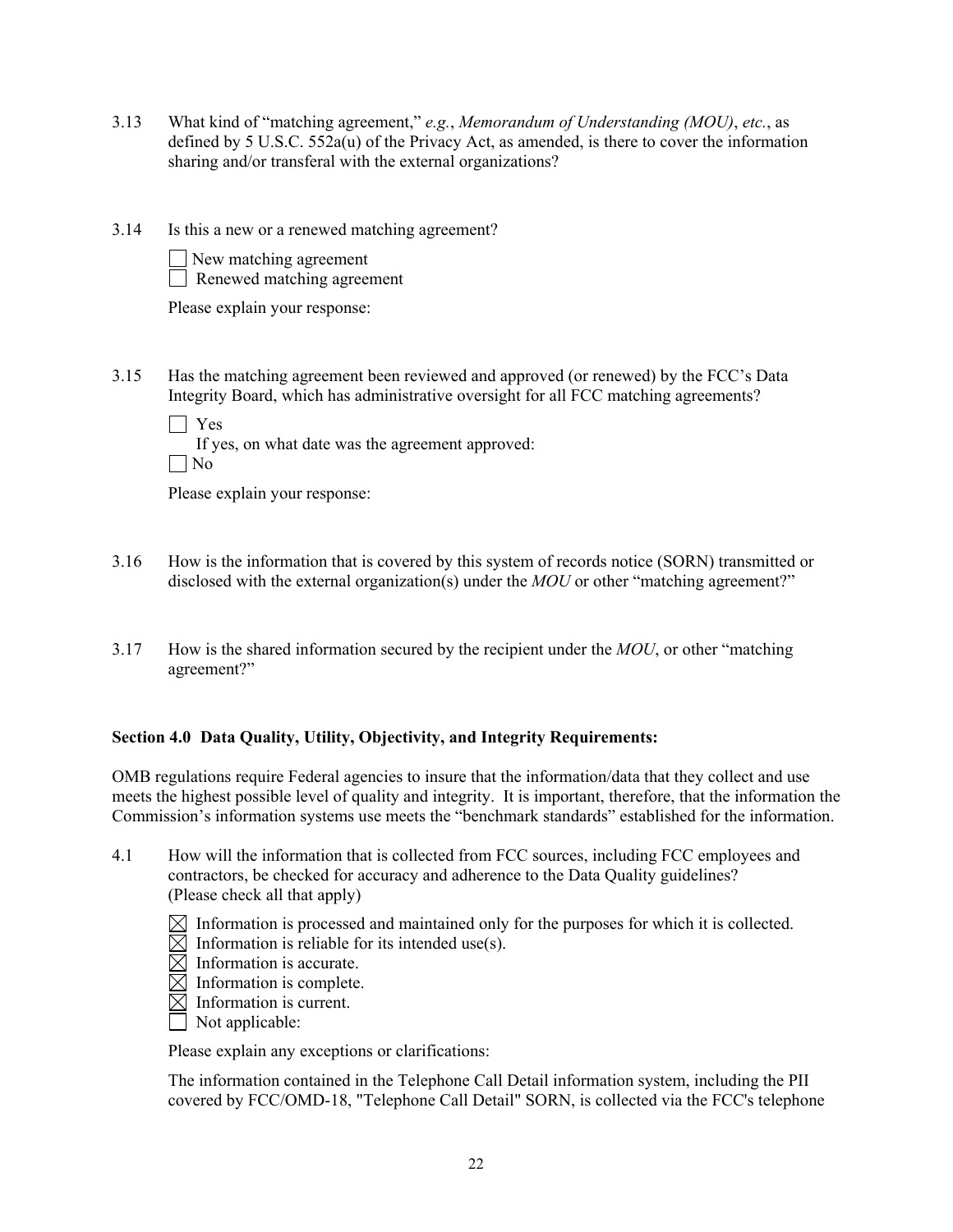3.13 What kind of "matching agreement," *e.g.*, *Memorandum of Understanding (MOU)*, *etc.*, as defined by 5 U.S.C. 552a(u) of the Privacy Act, as amended, is there to cover the information sharing and/or transferal with the external organizations?

3.14 Is this a new or a renewed matching agreement?

☐ New matching agreement
☐ Renewed matching agreement

Please explain your response:

3.15 Has the matching agreement been reviewed and approved (or renewed) by the FCC's Data Integrity Board, which has administrative oversight for all FCC matching agreements?

☐ Yes
If yes, on what date was the agreement approved:
☐ No

Please explain your response:

3.16 How is the information that is covered by this system of records notice (SORN) transmitted or disclosed with the external organization(s) under the *MOU* or other "matching agreement?"

3.17 How is the shared information secured by the recipient under the *MOU*, or other "matching agreement?"

**Section 4.0 Data Quality, Utility, Objectivity, and Integrity Requirements:**

OMB regulations require Federal agencies to insure that the information/data that they collect and use meets the highest possible level of quality and integrity. It is important, therefore, that the information the Commission's information systems use meets the "benchmark standards" established for the information.

4.1 How will the information that is collected from FCC sources, including FCC employees and contractors, be checked for accuracy and adherence to the Data Quality guidelines? (Please check all that apply)

☒ Information is processed and maintained only for the purposes for which it is collected.
☒ Information is reliable for its intended use(s).
☒ Information is accurate.
☒ Information is complete.
☒ Information is current.
☐ Not applicable:

Please explain any exceptions or clarifications:

The information contained in the Telephone Call Detail information system, including the PII covered by FCC/OMD-18, "Telephone Call Detail" SORN, is collected via the FCC's telephone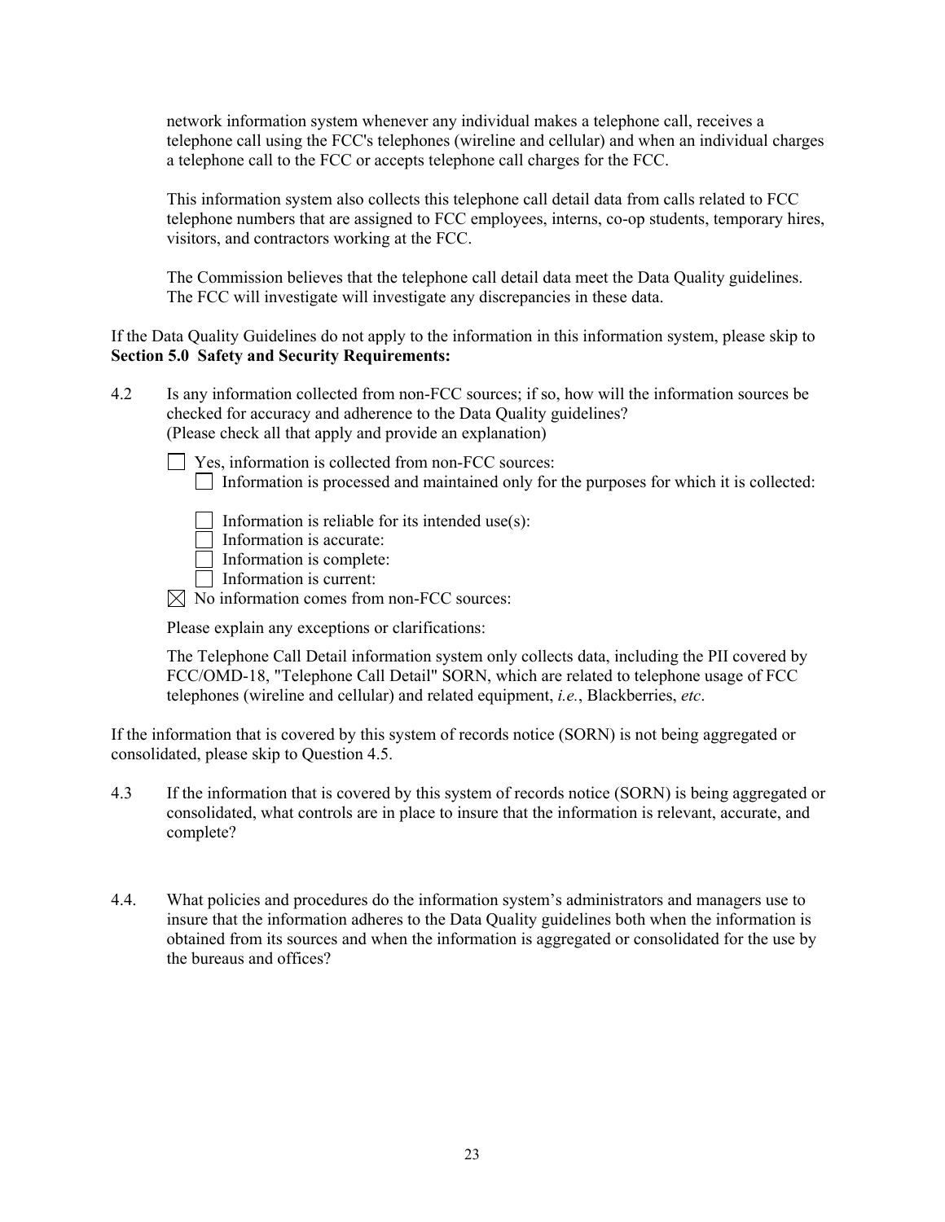network information system whenever any individual makes a telephone call, receives a telephone call using the FCC's telephones (wireline and cellular) and when an individual charges a telephone call to the FCC or accepts telephone call charges for the FCC.

This information system also collects this telephone call detail data from calls related to FCC telephone numbers that are assigned to FCC employees, interns, co-op students, temporary hires, visitors, and contractors working at the FCC.

The Commission believes that the telephone call detail data meet the Data Quality guidelines. The FCC will investigate will investigate any discrepancies in these data.

If the Data Quality Guidelines do not apply to the information in this information system, please skip to **Section 5.0 Safety and Security Requirements:**

4.2 Is any information collected from non-FCC sources; if so, how will the information sources be checked for accuracy and adherence to the Data Quality guidelines? (Please check all that apply and provide an explanation)

- [ ] Yes, information is collected from non-FCC sources:
  - [ ] Information is processed and maintained only for the purposes for which it is collected:
  - [ ] Information is reliable for its intended use(s):
  - [ ] Information is accurate:
  - [ ] Information is complete:
  - [ ] Information is current:
- [x] No information comes from non-FCC sources:

Please explain any exceptions or clarifications:

The Telephone Call Detail information system only collects data, including the PII covered by FCC/OMD-18, "Telephone Call Detail" SORN, which are related to telephone usage of FCC telephones (wireline and cellular) and related equipment, *i.e.*, Blackberries, *etc*.

If the information that is covered by this system of records notice (SORN) is not being aggregated or consolidated, please skip to Question 4.5.

4.3 If the information that is covered by this system of records notice (SORN) is being aggregated or consolidated, what controls are in place to insure that the information is relevant, accurate, and complete?

4.4. What policies and procedures do the information system's administrators and managers use to insure that the information adheres to the Data Quality guidelines both when the information is obtained from its sources and when the information is aggregated or consolidated for the use by the bureaus and offices?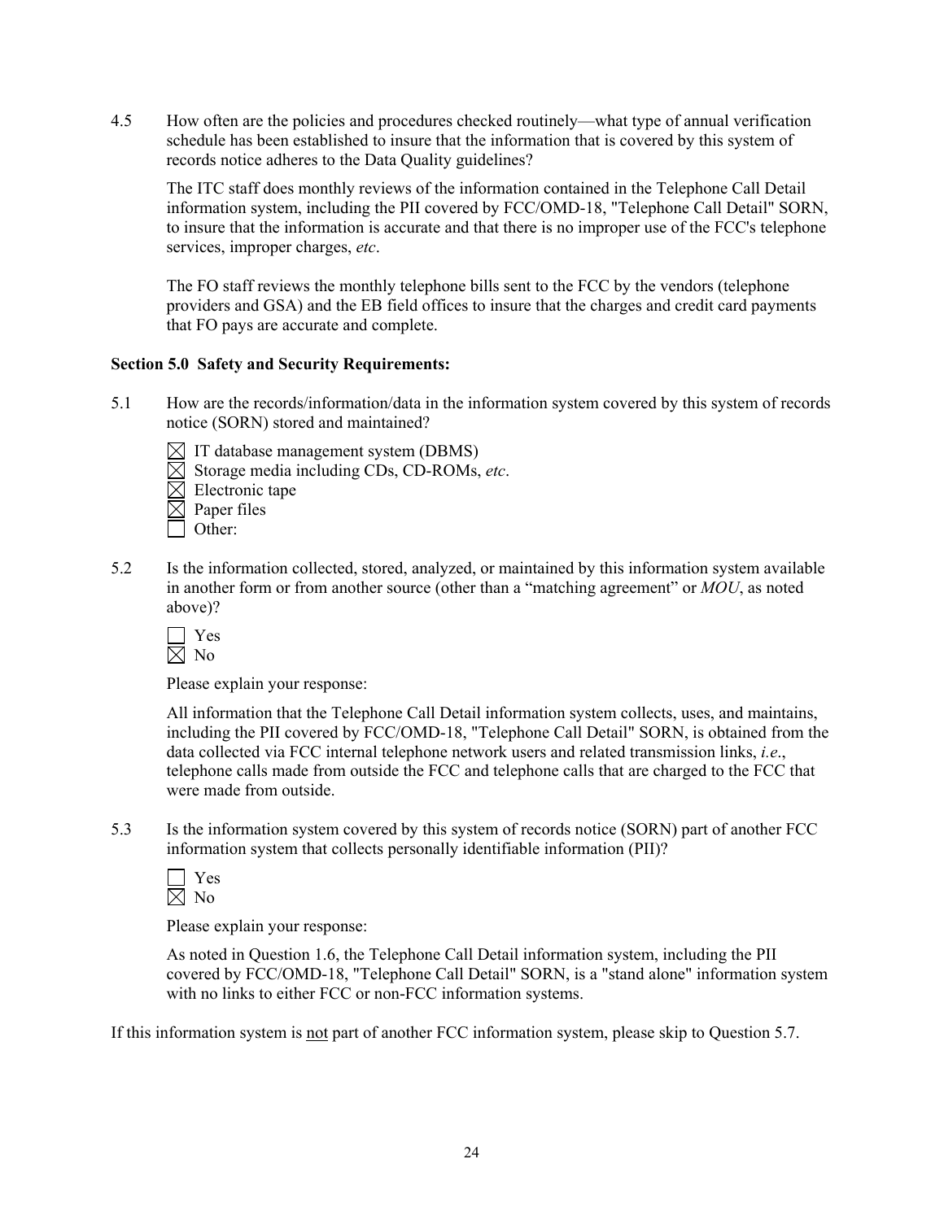4.5 How often are the policies and procedures checked routinely—what type of annual verification schedule has been established to insure that the information that is covered by this system of records notice adheres to the Data Quality guidelines?

The ITC staff does monthly reviews of the information contained in the Telephone Call Detail information system, including the PII covered by FCC/OMD-18, "Telephone Call Detail" SORN, to insure that the information is accurate and that there is no improper use of the FCC's telephone services, improper charges, *etc*.

The FO staff reviews the monthly telephone bills sent to the FCC by the vendors (telephone providers and GSA) and the EB field offices to insure that the charges and credit card payments that FO pays are accurate and complete.

**Section 5.0 Safety and Security Requirements:**

5.1 How are the records/information/data in the information system covered by this system of records notice (SORN) stored and maintained?

☒ IT database management system (DBMS)
☒ Storage media including CDs, CD-ROMs, *etc*.
☒ Electronic tape
☒ Paper files
☐ Other:

5.2 Is the information collected, stored, analyzed, or maintained by this information system available in another form or from another source (other than a "matching agreement" or *MOU*, as noted above)?

☐ Yes
☒ No

Please explain your response:

All information that the Telephone Call Detail information system collects, uses, and maintains, including the PII covered by FCC/OMD-18, "Telephone Call Detail" SORN, is obtained from the data collected via FCC internal telephone network users and related transmission links, *i.e*., telephone calls made from outside the FCC and telephone calls that are charged to the FCC that were made from outside.

5.3 Is the information system covered by this system of records notice (SORN) part of another FCC information system that collects personally identifiable information (PII)?

☐ Yes
☒ No

Please explain your response:

As noted in Question 1.6, the Telephone Call Detail information system, including the PII covered by FCC/OMD-18, "Telephone Call Detail" SORN, is a "stand alone" information system with no links to either FCC or non-FCC information systems.

If this information system is <u>not</u> part of another FCC information system, please skip to Question 5.7.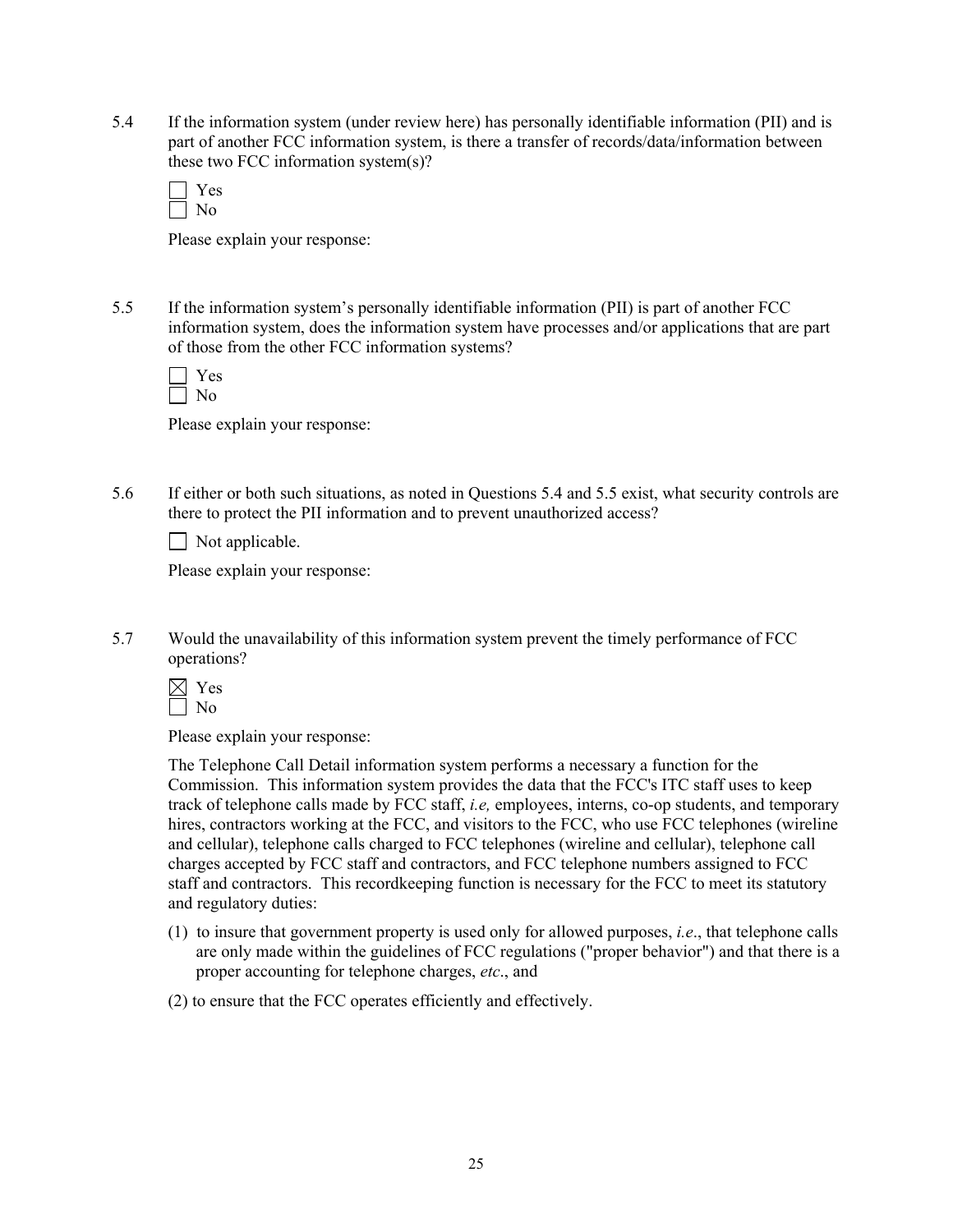5.4 If the information system (under review here) has personally identifiable information (PII) and is part of another FCC information system, is there a transfer of records/data/information between these two FCC information system(s)?

☐ Yes
☐ No

Please explain your response:

5.5 If the information system's personally identifiable information (PII) is part of another FCC information system, does the information system have processes and/or applications that are part of those from the other FCC information systems?

☐ Yes
☐ No

Please explain your response:

5.6 If either or both such situations, as noted in Questions 5.4 and 5.5 exist, what security controls are there to protect the PII information and to prevent unauthorized access?

☐ Not applicable.

Please explain your response:

5.7 Would the unavailability of this information system prevent the timely performance of FCC operations?

☒ Yes
☐ No

Please explain your response:

The Telephone Call Detail information system performs a necessary a function for the Commission. This information system provides the data that the FCC's ITC staff uses to keep track of telephone calls made by FCC staff, *i.e,* employees, interns, co-op students, and temporary hires, contractors working at the FCC, and visitors to the FCC, who use FCC telephones (wireline and cellular), telephone calls charged to FCC telephones (wireline and cellular), telephone call charges accepted by FCC staff and contractors, and FCC telephone numbers assigned to FCC staff and contractors. This recordkeeping function is necessary for the FCC to meet its statutory and regulatory duties:

(1) to insure that government property is used only for allowed purposes, *i.e*., that telephone calls are only made within the guidelines of FCC regulations ("proper behavior") and that there is a proper accounting for telephone charges, *etc*., and

(2) to ensure that the FCC operates efficiently and effectively.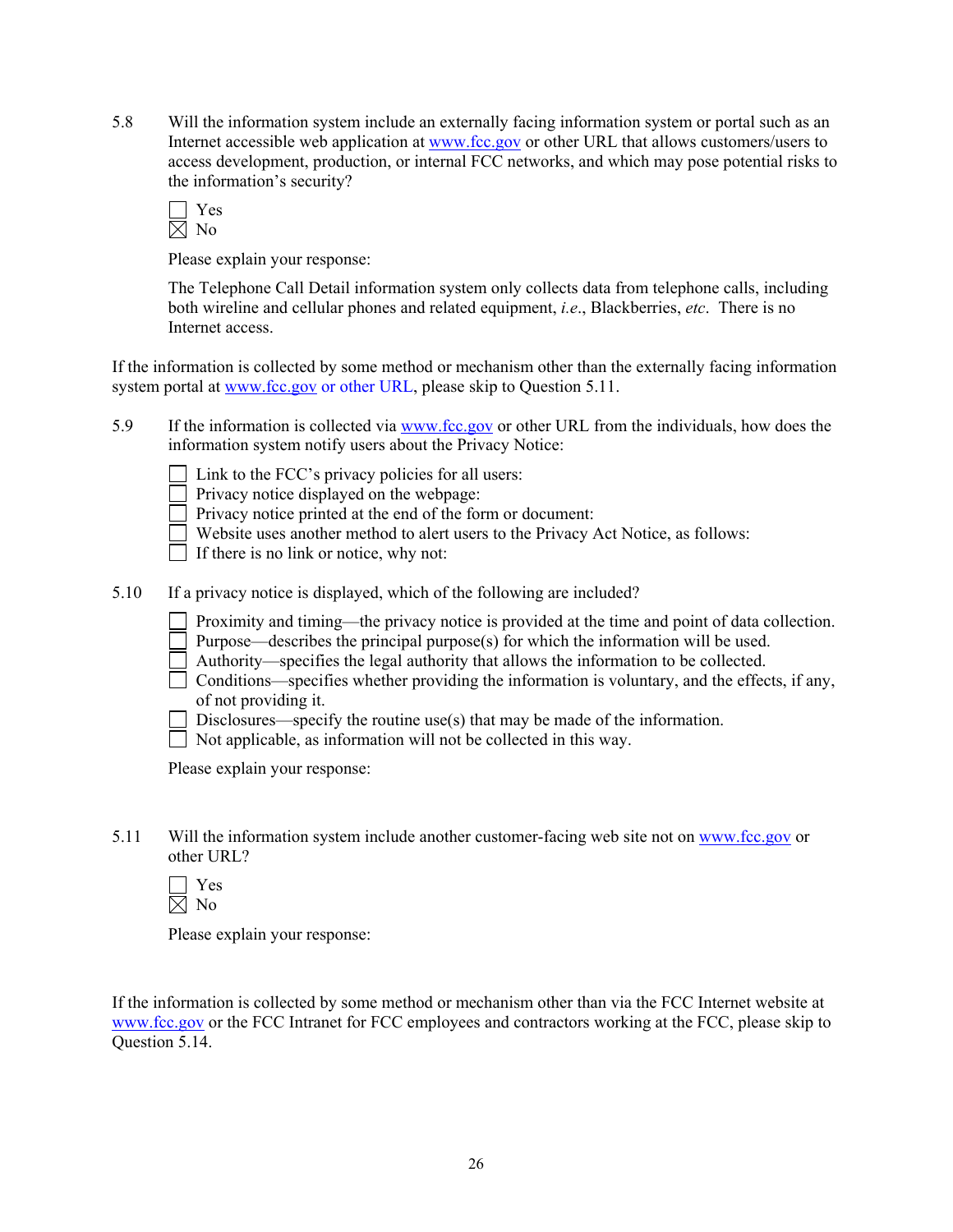5.8 Will the information system include an externally facing information system or portal such as an Internet accessible web application at www.fcc.gov or other URL that allows customers/users to access development, production, or internal FCC networks, and which may pose potential risks to the information's security?

☐ Yes
☒ No

Please explain your response:

The Telephone Call Detail information system only collects data from telephone calls, including both wireline and cellular phones and related equipment, *i.e*., Blackberries, *etc*. There is no Internet access.

If the information is collected by some method or mechanism other than the externally facing information system portal at www.fcc.gov or other URL, please skip to Question 5.11.

5.9 If the information is collected via www.fcc.gov or other URL from the individuals, how does the information system notify users about the Privacy Notice:

☐ Link to the FCC's privacy policies for all users:
☐ Privacy notice displayed on the webpage:
☐ Privacy notice printed at the end of the form or document:
☐ Website uses another method to alert users to the Privacy Act Notice, as follows:
☐ If there is no link or notice, why not:

5.10 If a privacy notice is displayed, which of the following are included?

☐ Proximity and timing—the privacy notice is provided at the time and point of data collection.
☐ Purpose—describes the principal purpose(s) for which the information will be used.
☐ Authority—specifies the legal authority that allows the information to be collected.
☐ Conditions—specifies whether providing the information is voluntary, and the effects, if any, of not providing it.
☐ Disclosures—specify the routine use(s) that may be made of the information.
☐ Not applicable, as information will not be collected in this way.

Please explain your response:

5.11 Will the information system include another customer-facing web site not on www.fcc.gov or other URL?

☐ Yes
☒ No

Please explain your response:

If the information is collected by some method or mechanism other than via the FCC Internet website at www.fcc.gov or the FCC Intranet for FCC employees and contractors working at the FCC, please skip to Question 5.14.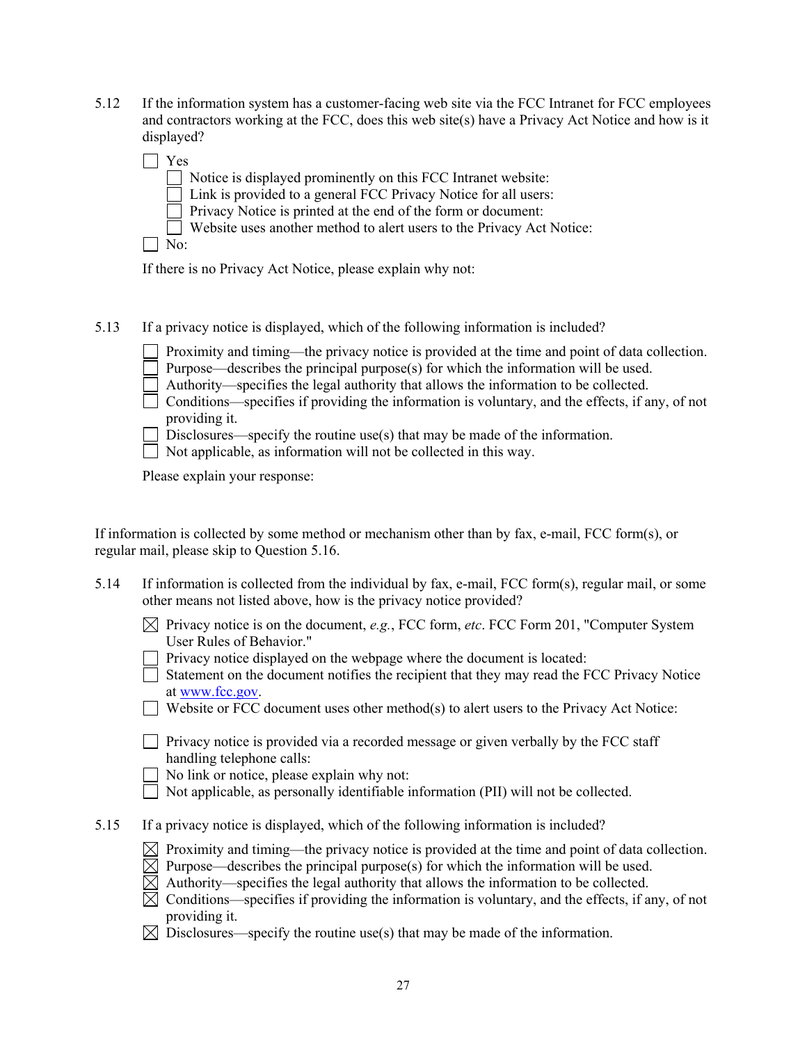5.12 If the information system has a customer-facing web site via the FCC Intranet for FCC employees and contractors working at the FCC, does this web site(s) have a Privacy Act Notice and how is it displayed?

☐ Yes
  ☐ Notice is displayed prominently on this FCC Intranet website:
  ☐ Link is provided to a general FCC Privacy Notice for all users:
  ☐ Privacy Notice is printed at the end of the form or document:
  ☐ Website uses another method to alert users to the Privacy Act Notice:
☐ No:

If there is no Privacy Act Notice, please explain why not:

5.13 If a privacy notice is displayed, which of the following information is included?

☐ Proximity and timing—the privacy notice is provided at the time and point of data collection.
☐ Purpose—describes the principal purpose(s) for which the information will be used.
☐ Authority—specifies the legal authority that allows the information to be collected.
☐ Conditions—specifies if providing the information is voluntary, and the effects, if any, of not providing it.
☐ Disclosures—specify the routine use(s) that may be made of the information.
☐ Not applicable, as information will not be collected in this way.

Please explain your response:

If information is collected by some method or mechanism other than by fax, e-mail, FCC form(s), or regular mail, please skip to Question 5.16.

5.14 If information is collected from the individual by fax, e-mail, FCC form(s), regular mail, or some other means not listed above, how is the privacy notice provided?

☒ Privacy notice is on the document, *e.g.*, FCC form, *etc*. FCC Form 201, "Computer System User Rules of Behavior."
☐ Privacy notice displayed on the webpage where the document is located:
☐ Statement on the document notifies the recipient that they may read the FCC Privacy Notice at www.fcc.gov.
☐ Website or FCC document uses other method(s) to alert users to the Privacy Act Notice:

☐ Privacy notice is provided via a recorded message or given verbally by the FCC staff handling telephone calls:
☐ No link or notice, please explain why not:
☐ Not applicable, as personally identifiable information (PII) will not be collected.

5.15 If a privacy notice is displayed, which of the following information is included?

☒ Proximity and timing—the privacy notice is provided at the time and point of data collection.
☒ Purpose—describes the principal purpose(s) for which the information will be used.
☒ Authority—specifies the legal authority that allows the information to be collected.
☒ Conditions—specifies if providing the information is voluntary, and the effects, if any, of not providing it.
☒ Disclosures—specify the routine use(s) that may be made of the information.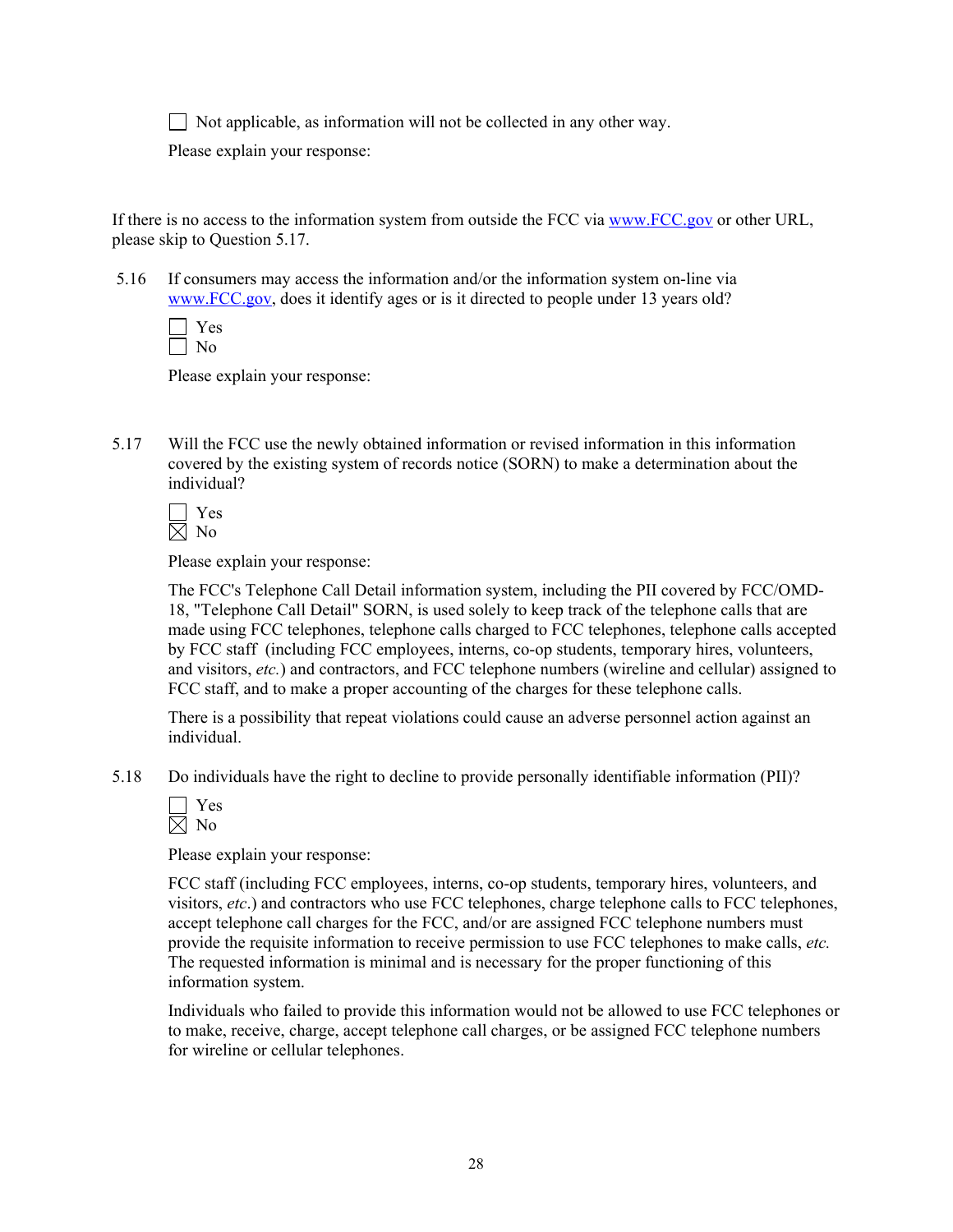☐ Not applicable, as information will not be collected in any other way.

Please explain your response:

If there is no access to the information system from outside the FCC via [www.FCC.gov](http://www.FCC.gov) or other URL, please skip to Question 5.17.

5.16 If consumers may access the information and/or the information system on-line via [www.FCC.gov](http://www.FCC.gov), does it identify ages or is it directed to people under 13 years old?

☐ Yes
☐ No

Please explain your response:

5.17 Will the FCC use the newly obtained information or revised information in this information covered by the existing system of records notice (SORN) to make a determination about the individual?

☐ Yes
☒ No

Please explain your response:

The FCC's Telephone Call Detail information system, including the PII covered by FCC/OMD-18, "Telephone Call Detail" SORN, is used solely to keep track of the telephone calls that are made using FCC telephones, telephone calls charged to FCC telephones, telephone calls accepted by FCC staff (including FCC employees, interns, co-op students, temporary hires, volunteers, and visitors, *etc.*) and contractors, and FCC telephone numbers (wireline and cellular) assigned to FCC staff, and to make a proper accounting of the charges for these telephone calls.

There is a possibility that repeat violations could cause an adverse personnel action against an individual.

5.18 Do individuals have the right to decline to provide personally identifiable information (PII)?

☐ Yes
☒ No

Please explain your response:

FCC staff (including FCC employees, interns, co-op students, temporary hires, volunteers, and visitors, *etc*.) and contractors who use FCC telephones, charge telephone calls to FCC telephones, accept telephone call charges for the FCC, and/or are assigned FCC telephone numbers must provide the requisite information to receive permission to use FCC telephones to make calls, *etc.* The requested information is minimal and is necessary for the proper functioning of this information system.

Individuals who failed to provide this information would not be allowed to use FCC telephones or to make, receive, charge, accept telephone call charges, or be assigned FCC telephone numbers for wireline or cellular telephones.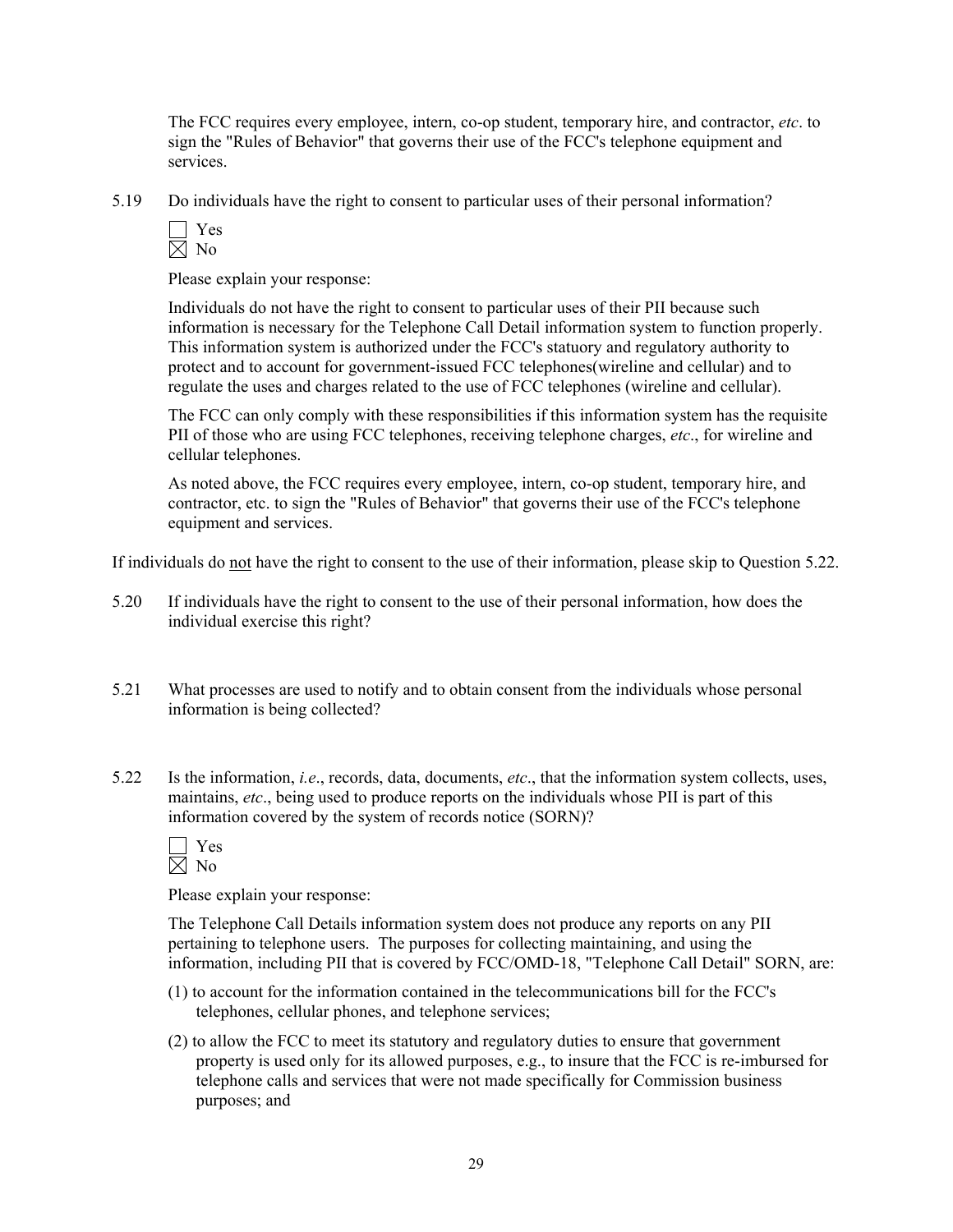The FCC requires every employee, intern, co-op student, temporary hire, and contractor, *etc*. to sign the "Rules of Behavior" that governs their use of the FCC's telephone equipment and services.

5.19 Do individuals have the right to consent to particular uses of their personal information?

☐ Yes
☒ No

Please explain your response:

Individuals do not have the right to consent to particular uses of their PII because such information is necessary for the Telephone Call Detail information system to function properly. This information system is authorized under the FCC's statuory and regulatory authority to protect and to account for government-issued FCC telephones(wireline and cellular) and to regulate the uses and charges related to the use of FCC telephones (wireline and cellular).

The FCC can only comply with these responsibilities if this information system has the requisite PII of those who are using FCC telephones, receiving telephone charges, *etc*., for wireline and cellular telephones.

As noted above, the FCC requires every employee, intern, co-op student, temporary hire, and contractor, etc. to sign the "Rules of Behavior" that governs their use of the FCC's telephone equipment and services.

If individuals do not have the right to consent to the use of their information, please skip to Question 5.22.

5.20 If individuals have the right to consent to the use of their personal information, how does the individual exercise this right?

5.21 What processes are used to notify and to obtain consent from the individuals whose personal information is being collected?

5.22 Is the information, *i.e*., records, data, documents, *etc*., that the information system collects, uses, maintains, *etc*., being used to produce reports on the individuals whose PII is part of this information covered by the system of records notice (SORN)?

☐ Yes
☒ No

Please explain your response:

The Telephone Call Details information system does not produce any reports on any PII pertaining to telephone users. The purposes for collecting maintaining, and using the information, including PII that is covered by FCC/OMD-18, "Telephone Call Detail" SORN, are:

(1) to account for the information contained in the telecommunications bill for the FCC's telephones, cellular phones, and telephone services;

(2) to allow the FCC to meet its statutory and regulatory duties to ensure that government property is used only for its allowed purposes, e.g., to insure that the FCC is re-imbursed for telephone calls and services that were not made specifically for Commission business purposes; and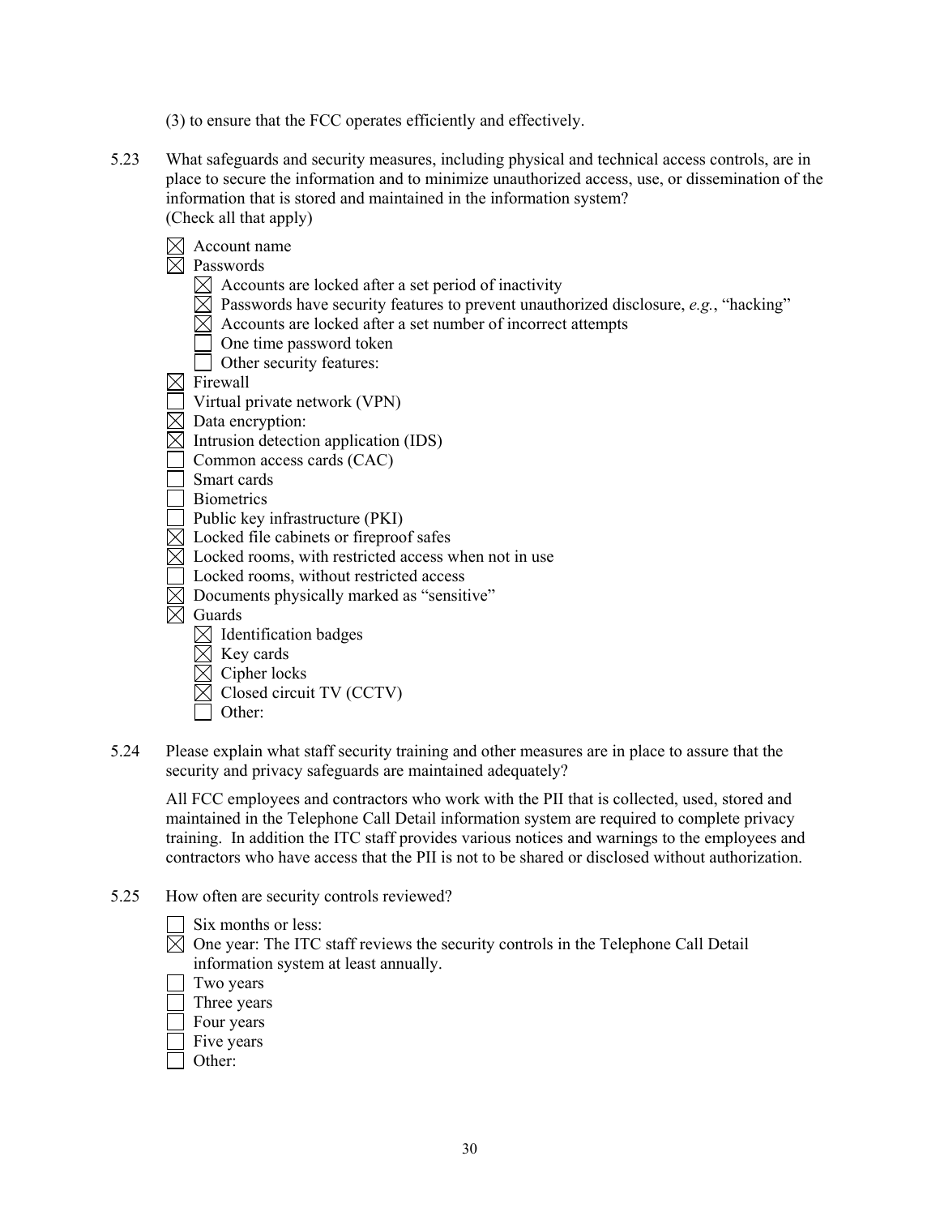(3) to ensure that the FCC operates efficiently and effectively.

5.23 What safeguards and security measures, including physical and technical access controls, are in place to secure the information and to minimize unauthorized access, use, or dissemination of the information that is stored and maintained in the information system?
(Check all that apply)

- ☒ Account name
- ☒ Passwords
  - ☒ Accounts are locked after a set period of inactivity
  - ☒ Passwords have security features to prevent unauthorized disclosure, *e.g.*, "hacking"
  - ☒ Accounts are locked after a set number of incorrect attempts
  - ☐ One time password token
  - ☐ Other security features:
- ☒ Firewall
- ☐ Virtual private network (VPN)
- ☒ Data encryption:
- ☒ Intrusion detection application (IDS)
- ☐ Common access cards (CAC)
- ☐ Smart cards
- ☐ Biometrics
- ☐ Public key infrastructure (PKI)
- ☒ Locked file cabinets or fireproof safes
- ☒ Locked rooms, with restricted access when not in use
- ☐ Locked rooms, without restricted access
- ☒ Documents physically marked as "sensitive"
- ☒ Guards
  - ☒ Identification badges
  - ☒ Key cards
  - ☒ Cipher locks
  - ☒ Closed circuit TV (CCTV)
  - ☐ Other:

5.24 Please explain what staff security training and other measures are in place to assure that the security and privacy safeguards are maintained adequately?

All FCC employees and contractors who work with the PII that is collected, used, stored and maintained in the Telephone Call Detail information system are required to complete privacy training. In addition the ITC staff provides various notices and warnings to the employees and contractors who have access that the PII is not to be shared or disclosed without authorization.

5.25 How often are security controls reviewed?

- ☐ Six months or less:
- ☒ One year: The ITC staff reviews the security controls in the Telephone Call Detail information system at least annually.
- ☐ Two years
- ☐ Three years
- ☐ Four years
- ☐ Five years
- ☐ Other: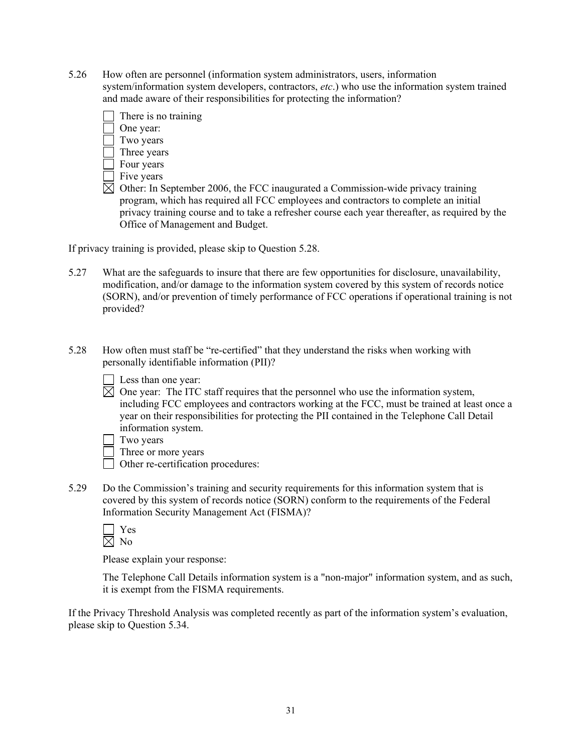5.26 How often are personnel (information system administrators, users, information system/information system developers, contractors, *etc*.) who use the information system trained and made aware of their responsibilities for protecting the information?

- [ ] There is no training
- [ ] One year:
- [ ] Two years
- [ ] Three years
- [ ] Four years
- [ ] Five years
- [x] Other: In September 2006, the FCC inaugurated a Commission-wide privacy training program, which has required all FCC employees and contractors to complete an initial privacy training course and to take a refresher course each year thereafter, as required by the Office of Management and Budget.

If privacy training is provided, please skip to Question 5.28.

5.27 What are the safeguards to insure that there are few opportunities for disclosure, unavailability, modification, and/or damage to the information system covered by this system of records notice (SORN), and/or prevention of timely performance of FCC operations if operational training is not provided?

5.28 How often must staff be "re-certified" that they understand the risks when working with personally identifiable information (PII)?

- [ ] Less than one year:
- [x] One year: The ITC staff requires that the personnel who use the information system, including FCC employees and contractors working at the FCC, must be trained at least once a year on their responsibilities for protecting the PII contained in the Telephone Call Detail information system.
- [ ] Two years
- [ ] Three or more years
- [ ] Other re-certification procedures:

5.29 Do the Commission's training and security requirements for this information system that is covered by this system of records notice (SORN) conform to the requirements of the Federal Information Security Management Act (FISMA)?

- [ ] Yes
- [x] No

Please explain your response:

The Telephone Call Details information system is a "non-major" information system, and as such, it is exempt from the FISMA requirements.

If the Privacy Threshold Analysis was completed recently as part of the information system's evaluation, please skip to Question 5.34.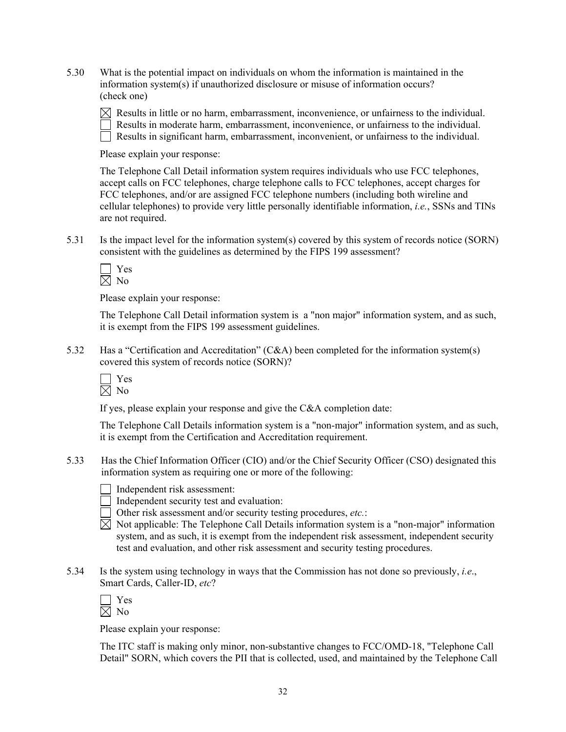5.30 What is the potential impact on individuals on whom the information is maintained in the information system(s) if unauthorized disclosure or misuse of information occurs? (check one)

☒ Results in little or no harm, embarrassment, inconvenience, or unfairness to the individual.
☐ Results in moderate harm, embarrassment, inconvenience, or unfairness to the individual.
☐ Results in significant harm, embarrassment, inconvenient, or unfairness to the individual.

Please explain your response:

The Telephone Call Detail information system requires individuals who use FCC telephones, accept calls on FCC telephones, charge telephone calls to FCC telephones, accept charges for FCC telephones, and/or are assigned FCC telephone numbers (including both wireline and cellular telephones) to provide very little personally identifiable information, *i.e.*, SSNs and TINs are not required.

5.31 Is the impact level for the information system(s) covered by this system of records notice (SORN) consistent with the guidelines as determined by the FIPS 199 assessment?

☐ Yes
☒ No

Please explain your response:

The Telephone Call Detail information system is a "non major" information system, and as such, it is exempt from the FIPS 199 assessment guidelines.

5.32 Has a "Certification and Accreditation" (C&A) been completed for the information system(s) covered this system of records notice (SORN)?

☐ Yes
☒ No

If yes, please explain your response and give the C&A completion date:

The Telephone Call Details information system is a "non-major" information system, and as such, it is exempt from the Certification and Accreditation requirement.

5.33 Has the Chief Information Officer (CIO) and/or the Chief Security Officer (CSO) designated this information system as requiring one or more of the following:

☐ Independent risk assessment:
☐ Independent security test and evaluation:
☐ Other risk assessment and/or security testing procedures, *etc.*:
☒ Not applicable: The Telephone Call Details information system is a "non-major" information system, and as such, it is exempt from the independent risk assessment, independent security test and evaluation, and other risk assessment and security testing procedures.

5.34 Is the system using technology in ways that the Commission has not done so previously, *i.e.*, Smart Cards, Caller-ID, *etc*?

☐ Yes
☒ No

Please explain your response:

The ITC staff is making only minor, non-substantive changes to FCC/OMD-18, "Telephone Call Detail" SORN, which covers the PII that is collected, used, and maintained by the Telephone Call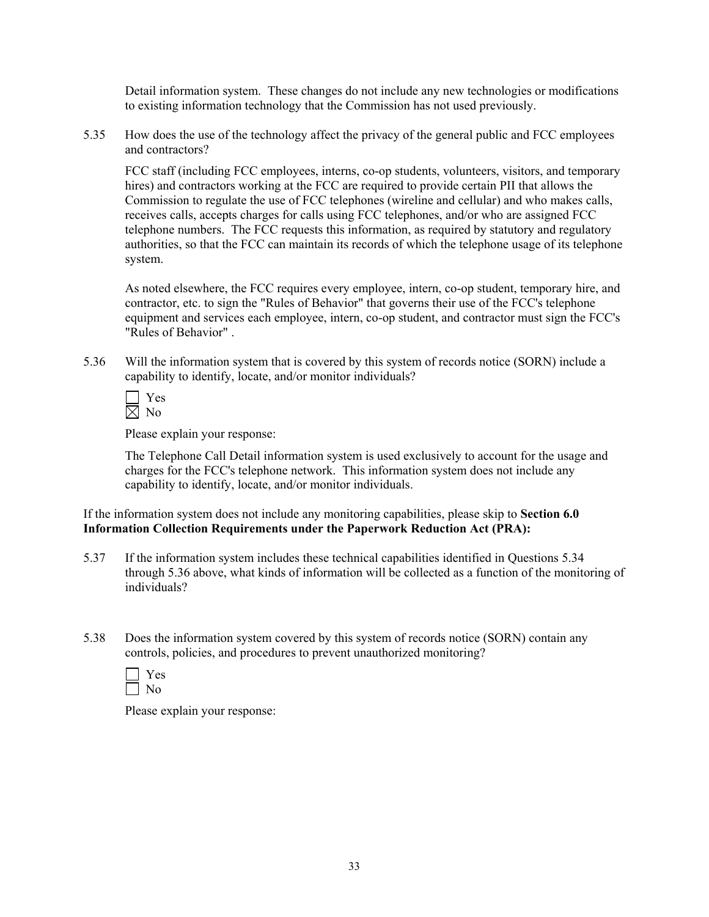Detail information system. These changes do not include any new technologies or modifications to existing information technology that the Commission has not used previously.

5.35 How does the use of the technology affect the privacy of the general public and FCC employees and contractors?

FCC staff (including FCC employees, interns, co-op students, volunteers, visitors, and temporary hires) and contractors working at the FCC are required to provide certain PII that allows the Commission to regulate the use of FCC telephones (wireline and cellular) and who makes calls, receives calls, accepts charges for calls using FCC telephones, and/or who are assigned FCC telephone numbers. The FCC requests this information, as required by statutory and regulatory authorities, so that the FCC can maintain its records of which the telephone usage of its telephone system.

As noted elsewhere, the FCC requires every employee, intern, co-op student, temporary hire, and contractor, etc. to sign the "Rules of Behavior" that governs their use of the FCC's telephone equipment and services each employee, intern, co-op student, and contractor must sign the FCC's "Rules of Behavior" .

5.36 Will the information system that is covered by this system of records notice (SORN) include a capability to identify, locate, and/or monitor individuals?

☐ Yes
☒ No

Please explain your response:

The Telephone Call Detail information system is used exclusively to account for the usage and charges for the FCC's telephone network. This information system does not include any capability to identify, locate, and/or monitor individuals.

If the information system does not include any monitoring capabilities, please skip to **Section 6.0 Information Collection Requirements under the Paperwork Reduction Act (PRA):**

5.37 If the information system includes these technical capabilities identified in Questions 5.34 through 5.36 above, what kinds of information will be collected as a function of the monitoring of individuals?

5.38 Does the information system covered by this system of records notice (SORN) contain any controls, policies, and procedures to prevent unauthorized monitoring?

☐ Yes
☐ No

Please explain your response: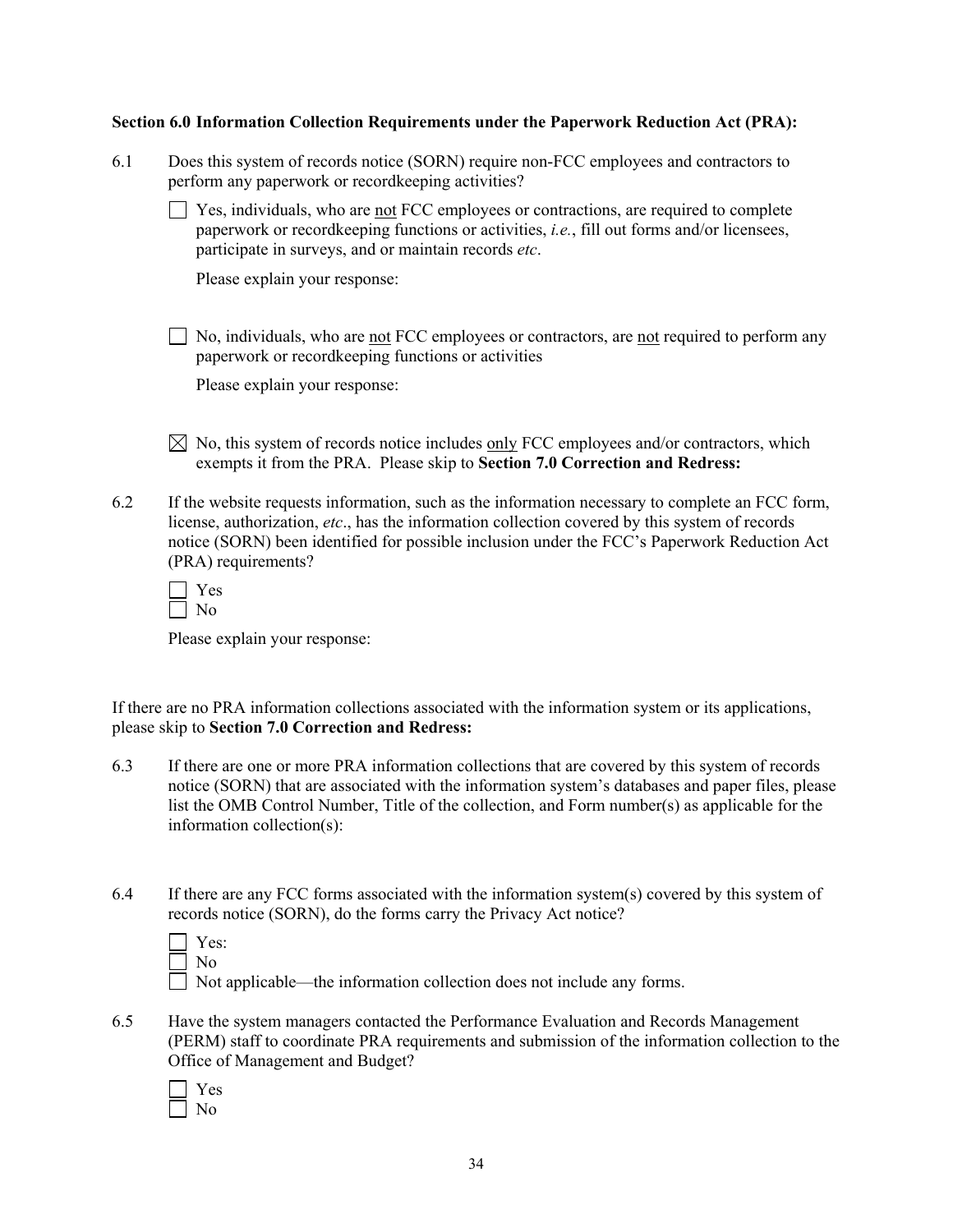**Section 6.0 Information Collection Requirements under the Paperwork Reduction Act (PRA):**

6.1 Does this system of records notice (SORN) require non-FCC employees and contractors to perform any paperwork or recordkeeping activities?

☐ Yes, individuals, who are <u>not</u> FCC employees or contractions, are required to complete paperwork or recordkeeping functions or activities, *i.e.*, fill out forms and/or licensees, participate in surveys, and or maintain records *etc*.

Please explain your response:

☐ No, individuals, who are <u>not</u> FCC employees or contractors, are <u>not</u> required to perform any paperwork or recordkeeping functions or activities

Please explain your response:

☒ No, this system of records notice includes <u>only</u> FCC employees and/or contractors, which exempts it from the PRA. Please skip to **Section 7.0 Correction and Redress:**

6.2 If the website requests information, such as the information necessary to complete an FCC form, license, authorization, *etc*., has the information collection covered by this system of records notice (SORN) been identified for possible inclusion under the FCC's Paperwork Reduction Act (PRA) requirements?

☐ Yes
☐ No

Please explain your response:

If there are no PRA information collections associated with the information system or its applications, please skip to **Section 7.0 Correction and Redress:**

6.3 If there are one or more PRA information collections that are covered by this system of records notice (SORN) that are associated with the information system's databases and paper files, please list the OMB Control Number, Title of the collection, and Form number(s) as applicable for the information collection(s):

6.4 If there are any FCC forms associated with the information system(s) covered by this system of records notice (SORN), do the forms carry the Privacy Act notice?

☐ Yes:
☐ No
☐ Not applicable—the information collection does not include any forms.

6.5 Have the system managers contacted the Performance Evaluation and Records Management (PERM) staff to coordinate PRA requirements and submission of the information collection to the Office of Management and Budget?

☐ Yes
☐ No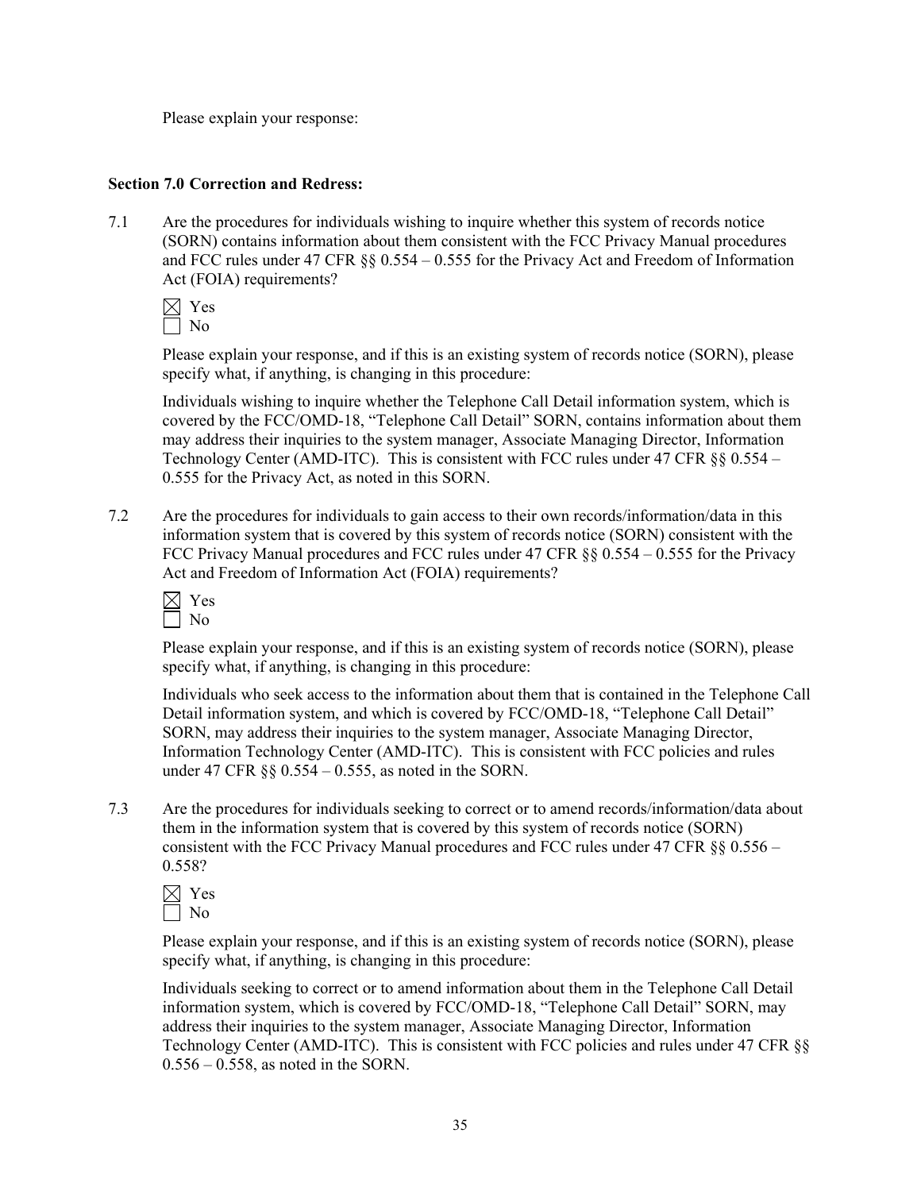Please explain your response:

**Section 7.0 Correction and Redress:**

7.1 Are the procedures for individuals wishing to inquire whether this system of records notice (SORN) contains information about them consistent with the FCC Privacy Manual procedures and FCC rules under 47 CFR §§ 0.554 – 0.555 for the Privacy Act and Freedom of Information Act (FOIA) requirements?

☒ Yes
☐ No

Please explain your response, and if this is an existing system of records notice (SORN), please specify what, if anything, is changing in this procedure:

Individuals wishing to inquire whether the Telephone Call Detail information system, which is covered by the FCC/OMD-18, "Telephone Call Detail" SORN, contains information about them may address their inquiries to the system manager, Associate Managing Director, Information Technology Center (AMD-ITC). This is consistent with FCC rules under 47 CFR §§ 0.554 – 0.555 for the Privacy Act, as noted in this SORN.

7.2 Are the procedures for individuals to gain access to their own records/information/data in this information system that is covered by this system of records notice (SORN) consistent with the FCC Privacy Manual procedures and FCC rules under 47 CFR §§ 0.554 – 0.555 for the Privacy Act and Freedom of Information Act (FOIA) requirements?

☒ Yes
☐ No

Please explain your response, and if this is an existing system of records notice (SORN), please specify what, if anything, is changing in this procedure:

Individuals who seek access to the information about them that is contained in the Telephone Call Detail information system, and which is covered by FCC/OMD-18, "Telephone Call Detail" SORN, may address their inquiries to the system manager, Associate Managing Director, Information Technology Center (AMD-ITC). This is consistent with FCC policies and rules under 47 CFR §§ 0.554 – 0.555, as noted in the SORN.

7.3 Are the procedures for individuals seeking to correct or to amend records/information/data about them in the information system that is covered by this system of records notice (SORN) consistent with the FCC Privacy Manual procedures and FCC rules under 47 CFR §§ 0.556 – 0.558?

☒ Yes
☐ No

Please explain your response, and if this is an existing system of records notice (SORN), please specify what, if anything, is changing in this procedure:

Individuals seeking to correct or to amend information about them in the Telephone Call Detail information system, which is covered by FCC/OMD-18, "Telephone Call Detail" SORN, may address their inquiries to the system manager, Associate Managing Director, Information Technology Center (AMD-ITC). This is consistent with FCC policies and rules under 47 CFR §§ 0.556 – 0.558, as noted in the SORN.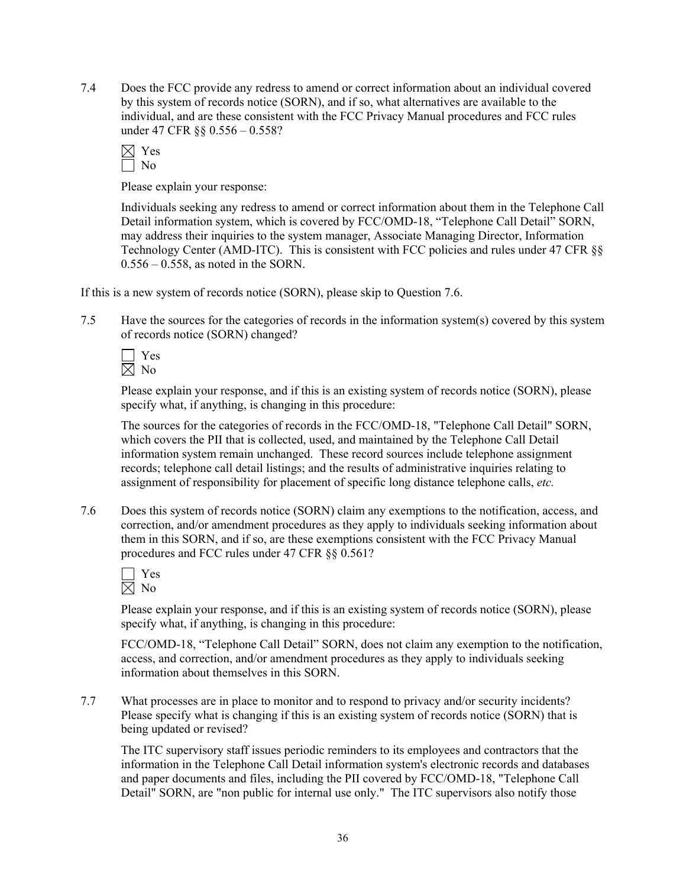7.4 Does the FCC provide any redress to amend or correct information about an individual covered by this system of records notice (SORN), and if so, what alternatives are available to the individual, and are these consistent with the FCC Privacy Manual procedures and FCC rules under 47 CFR §§ 0.556 – 0.558?

☒ Yes
☐ No

Please explain your response:

Individuals seeking any redress to amend or correct information about them in the Telephone Call Detail information system, which is covered by FCC/OMD-18, "Telephone Call Detail" SORN, may address their inquiries to the system manager, Associate Managing Director, Information Technology Center (AMD-ITC). This is consistent with FCC policies and rules under 47 CFR §§ 0.556 – 0.558, as noted in the SORN.

If this is a new system of records notice (SORN), please skip to Question 7.6.

7.5 Have the sources for the categories of records in the information system(s) covered by this system of records notice (SORN) changed?

☐ Yes
☒ No

Please explain your response, and if this is an existing system of records notice (SORN), please specify what, if anything, is changing in this procedure:

The sources for the categories of records in the FCC/OMD-18, "Telephone Call Detail" SORN, which covers the PII that is collected, used, and maintained by the Telephone Call Detail information system remain unchanged. These record sources include telephone assignment records; telephone call detail listings; and the results of administrative inquiries relating to assignment of responsibility for placement of specific long distance telephone calls, *etc.*

7.6 Does this system of records notice (SORN) claim any exemptions to the notification, access, and correction, and/or amendment procedures as they apply to individuals seeking information about them in this SORN, and if so, are these exemptions consistent with the FCC Privacy Manual procedures and FCC rules under 47 CFR §§ 0.561?

☐ Yes
☒ No

Please explain your response, and if this is an existing system of records notice (SORN), please specify what, if anything, is changing in this procedure:

FCC/OMD-18, "Telephone Call Detail" SORN, does not claim any exemption to the notification, access, and correction, and/or amendment procedures as they apply to individuals seeking information about themselves in this SORN.

7.7 What processes are in place to monitor and to respond to privacy and/or security incidents? Please specify what is changing if this is an existing system of records notice (SORN) that is being updated or revised?

The ITC supervisory staff issues periodic reminders to its employees and contractors that the information in the Telephone Call Detail information system's electronic records and databases and paper documents and files, including the PII covered by FCC/OMD-18, "Telephone Call Detail" SORN, are "non public for internal use only." The ITC supervisors also notify those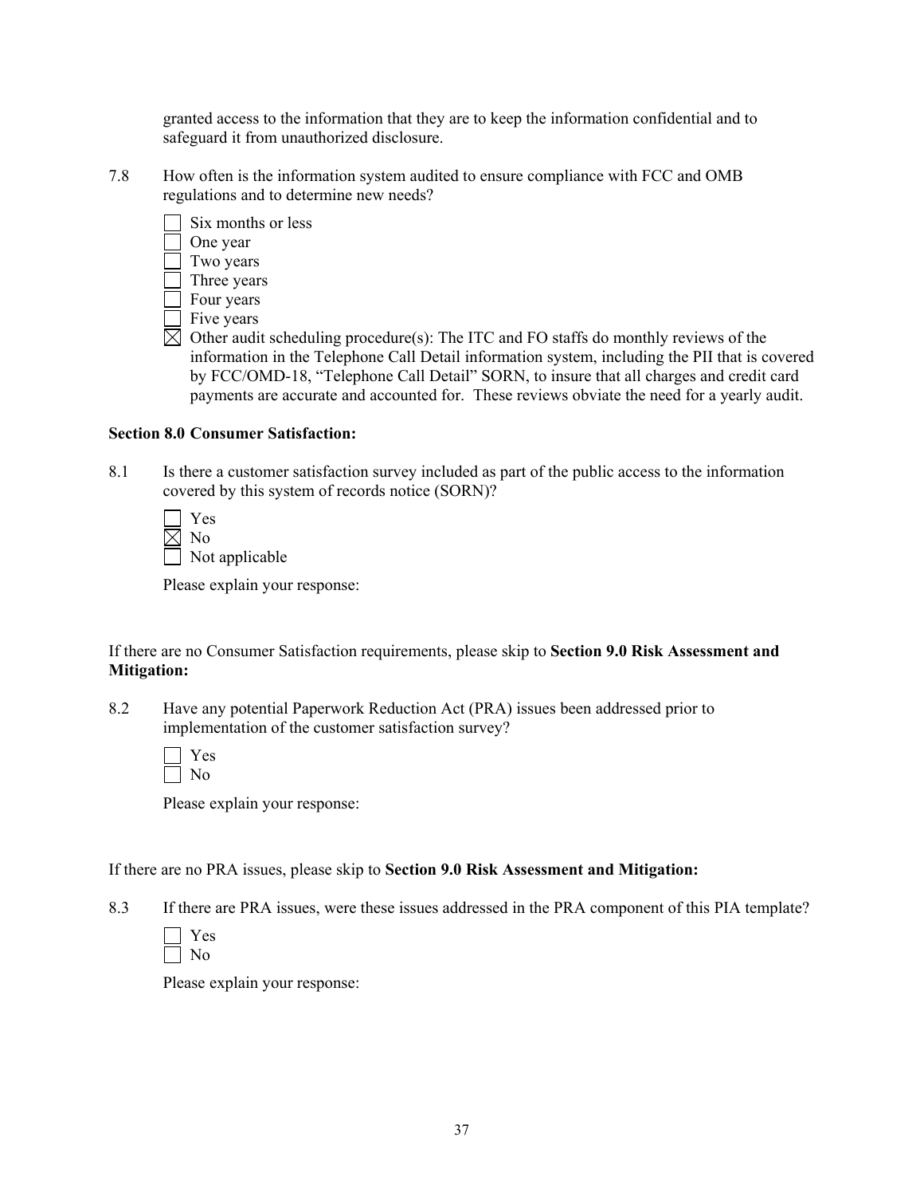granted access to the information that they are to keep the information confidential and to safeguard it from unauthorized disclosure.

7.8 How often is the information system audited to ensure compliance with FCC and OMB regulations and to determine new needs?

- ☐ Six months or less
- ☐ One year
- ☐ Two years
- ☐ Three years
- ☐ Four years
- ☐ Five years
- ☒ Other audit scheduling procedure(s): The ITC and FO staffs do monthly reviews of the information in the Telephone Call Detail information system, including the PII that is covered by FCC/OMD-18, "Telephone Call Detail" SORN, to insure that all charges and credit card payments are accurate and accounted for. These reviews obviate the need for a yearly audit.

**Section 8.0 Consumer Satisfaction:**

8.1 Is there a customer satisfaction survey included as part of the public access to the information covered by this system of records notice (SORN)?

- ☐ Yes
- ☒ No
- ☐ Not applicable

Please explain your response:

If there are no Consumer Satisfaction requirements, please skip to **Section 9.0 Risk Assessment and Mitigation:**

8.2 Have any potential Paperwork Reduction Act (PRA) issues been addressed prior to implementation of the customer satisfaction survey?

- ☐ Yes
- ☐ No

Please explain your response:

If there are no PRA issues, please skip to **Section 9.0 Risk Assessment and Mitigation:**

8.3 If there are PRA issues, were these issues addressed in the PRA component of this PIA template?

- ☐ Yes
- ☐ No

Please explain your response: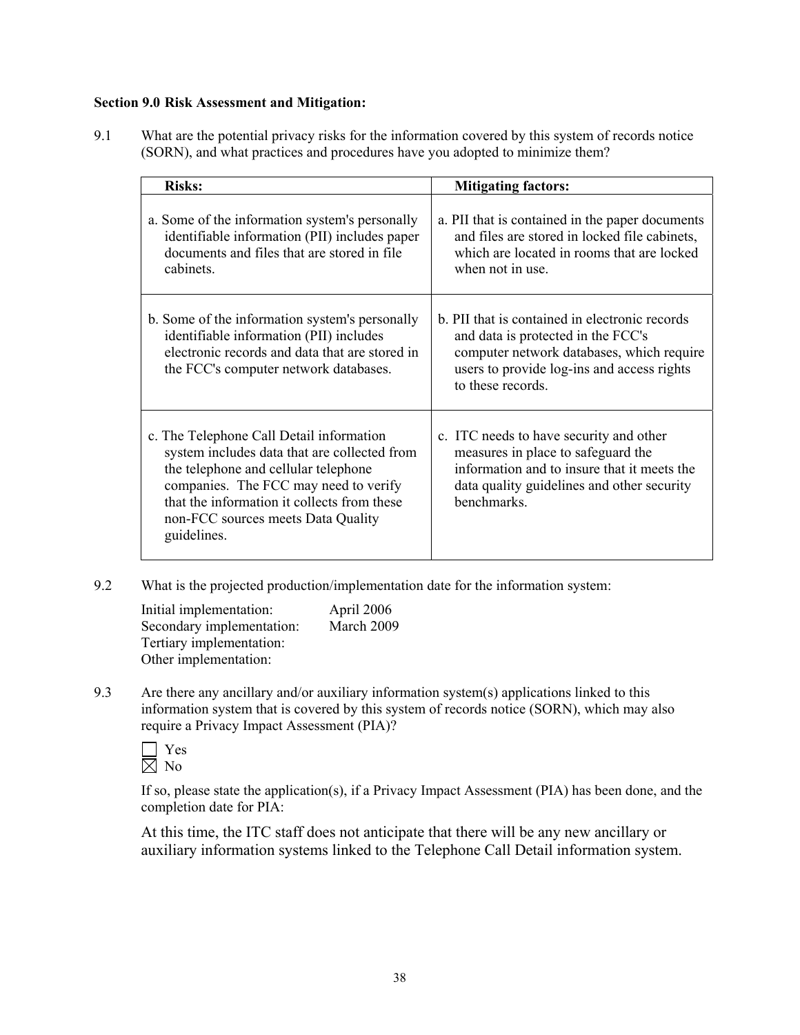**Section 9.0 Risk Assessment and Mitigation:**

9.1 What are the potential privacy risks for the information covered by this system of records notice (SORN), and what practices and procedures have you adopted to minimize them?

| Risks: | Mitigating factors: |
|---|---|
| a. Some of the information system's personally identifiable information (PII) includes paper documents and files that are stored in file cabinets. | a. PII that is contained in the paper documents and files are stored in locked file cabinets, which are located in rooms that are locked when not in use. |
| b. Some of the information system's personally identifiable information (PII) includes electronic records and data that are stored in the FCC's computer network databases. | b. PII that is contained in electronic records and data is protected in the FCC's computer network databases, which require users to provide log-ins and access rights to these records. |
| c. The Telephone Call Detail information system includes data that are collected from the telephone and cellular telephone companies. The FCC may need to verify that the information it collects from these non-FCC sources meets Data Quality guidelines. | c. ITC needs to have security and other measures in place to safeguard the information and to insure that it meets the data quality guidelines and other security benchmarks. |

9.2 What is the projected production/implementation date for the information system:

Initial implementation: April 2006
Secondary implementation: March 2009
Tertiary implementation:
Other implementation:

9.3 Are there any ancillary and/or auxiliary information system(s) applications linked to this information system that is covered by this system of records notice (SORN), which may also require a Privacy Impact Assessment (PIA)?

☐ Yes
☒ No

If so, please state the application(s), if a Privacy Impact Assessment (PIA) has been done, and the completion date for PIA:

At this time, the ITC staff does not anticipate that there will be any new ancillary or auxiliary information systems linked to the Telephone Call Detail information system.